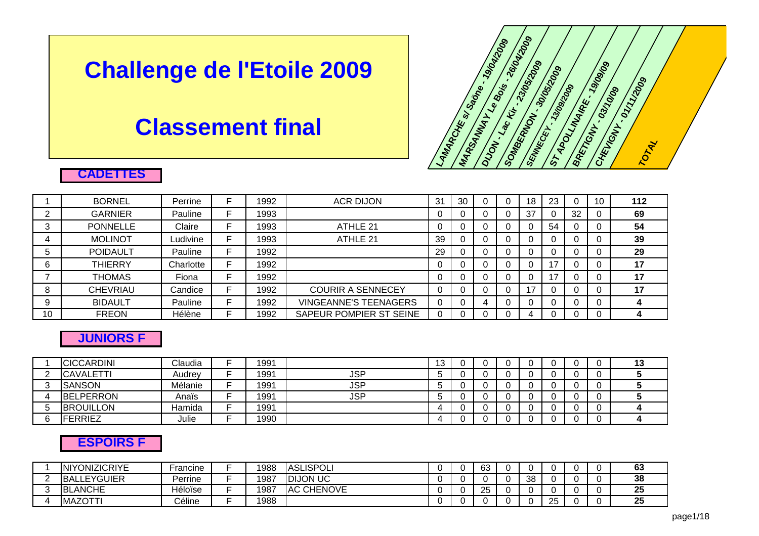# Challenge de l'Etoile 2009

# Classement final

## CADETTES

| Rang | Nom | Prénom | Sexe | Année | Club | LAMARCHE s/ Saône - 19/04/2009 | MARSANNAY Le Bois - 26/04/2009 | DIJON - Lac Kir - 23/05/2009 | SOMBERNON - 30/05/2009 | SENNECEY - 13/09/2009 | ST APOLLINAIRE - 19/09/09 | BRETIGNY - 03/10/09 | CHEVIGNY - 01/11/2009 | TOTAL |
|---|---|---|---|---|---|---|---|---|---|---|---|---|---|---|
| 1 | BORNEL | Perrine | F | 1992 | ACR DIJON | 31 | 30 | 0 | 0 | 18 | 23 | 0 | 10 | **112** |
| 2 | GARNIER | Pauline | F | 1993 | | 0 | 0 | 0 | 0 | 37 | 0 | 32 | 0 | **69** |
| 3 | PONNELLE | Claire | F | 1993 | ATHLE 21 | 0 | 0 | 0 | 0 | 0 | 54 | 0 | 0 | **54** |
| 4 | MOLINOT | Ludivine | F | 1993 | ATHLE 21 | 39 | 0 | 0 | 0 | 0 | 0 | 0 | 0 | **39** |
| 5 | POIDAULT | Pauline | F | 1992 | | 29 | 0 | 0 | 0 | 0 | 0 | 0 | 0 | **29** |
| 6 | THIERRY | Charlotte | F | 1992 | | 0 | 0 | 0 | 0 | 0 | 17 | 0 | 0 | **17** |
| 7 | THOMAS | Fiona | F | 1992 | | 0 | 0 | 0 | 0 | 0 | 17 | 0 | 0 | **17** |
| 8 | CHEVRIAU | Candice | F | 1992 | COURIR A SENNECEY | 0 | 0 | 0 | 0 | 17 | 0 | 0 | 0 | **17** |
| 9 | BIDAULT | Pauline | F | 1992 | VINGEANNE'S TEENAGERS | 0 | 0 | 4 | 0 | 0 | 0 | 0 | 0 | **4** |
| 10 | FREON | Hélène | F | 1992 | SAPEUR POMPIER ST SEINE | 0 | 0 | 0 | 0 | 4 | 0 | 0 | 0 | **4** |

## JUNIORS F

| Rang | Nom | Prénom | Sexe | Année | Club | LAMARCHE s/ Saône - 19/04/2009 | MARSANNAY Le Bois - 26/04/2009 | DIJON - Lac Kir - 23/05/2009 | SOMBERNON - 30/05/2009 | SENNECEY - 13/09/2009 | ST APOLLINAIRE - 19/09/09 | BRETIGNY - 03/10/09 | CHEVIGNY - 01/11/2009 | TOTAL |
|---|---|---|---|---|---|---|---|---|---|---|---|---|---|---|
| 1 | CICCARDINI | Claudia | F | 1991 | | 13 | 0 | 0 | 0 | 0 | 0 | 0 | 0 | **13** |
| 2 | CAVALETTI | Audrey | F | 1991 | JSP | 5 | 0 | 0 | 0 | 0 | 0 | 0 | 0 | **5** |
| 3 | SANSON | Mélanie | F | 1991 | JSP | 5 | 0 | 0 | 0 | 0 | 0 | 0 | 0 | **5** |
| 4 | BELPERRON | Anaïs | F | 1991 | JSP | 5 | 0 | 0 | 0 | 0 | 0 | 0 | 0 | **5** |
| 5 | BROUILLON | Hamida | F | 1991 | | 4 | 0 | 0 | 0 | 0 | 0 | 0 | 0 | **4** |
| 6 | FERRIEZ | Julie | F | 1990 | | 4 | 0 | 0 | 0 | 0 | 0 | 0 | 0 | **4** |

## ESPOIRS F

| Rang | Nom | Prénom | Sexe | Année | Club | LAMARCHE s/ Saône - 19/04/2009 | MARSANNAY Le Bois - 26/04/2009 | DIJON - Lac Kir - 23/05/2009 | SOMBERNON - 30/05/2009 | SENNECEY - 13/09/2009 | ST APOLLINAIRE - 19/09/09 | BRETIGNY - 03/10/09 | CHEVIGNY - 01/11/2009 | TOTAL |
|---|---|---|---|---|---|---|---|---|---|---|---|---|---|---|
| 1 | NIYONIZICRIYE | Francine | F | 1988 | ASLISPOLI | 0 | 0 | 63 | 0 | 0 | 0 | 0 | 0 | **63** |
| 2 | BALLEYGUIER | Perrine | F | 1987 | DIJON UC | 0 | 0 | 0 | 0 | 38 | 0 | 0 | 0 | **38** |
| 3 | BLANCHE | Héloïse | F | 1987 | AC CHENOVE | 0 | 0 | 25 | 0 | 0 | 0 | 0 | 0 | **25** |
| 4 | MAZOTTI | Céline | F | 1988 | | 0 | 0 | 0 | 0 | 0 | 25 | 0 | 0 | **25** |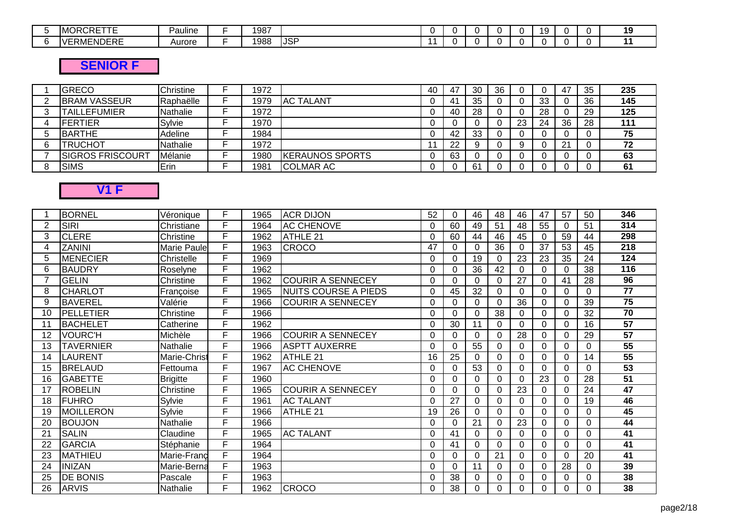| | | | | | | | | | | | | | | |
|---|---|---|---|---|---|---|---|---|---|---|---|---|---|---|
| 5 | MORCRETTE | Pauline | F | 1987 | | 0 | 0 | 0 | 0 | 0 | 19 | 0 | 0 | 19 |
| 6 | VERMENDERE | Aurore | F | 1988 | JSP | 11 | 0 | 0 | 0 | 0 | 0 | 0 | 0 | 11 |

## SENIOR F

| | | | | | | | | | | | | | | |
|---|---|---|---|---|---|---|---|---|---|---|---|---|---|---|
| 1 | GRECO | Christine | F | 1972 | | 40 | 47 | 30 | 36 | 0 | 0 | 47 | 35 | 235 |
| 2 | BRAM VASSEUR | Raphaëlle | F | 1979 | AC TALANT | 0 | 41 | 35 | 0 | 0 | 33 | 0 | 36 | 145 |
| 3 | TAILLEFUMIER | Nathalie | F | 1972 | | 0 | 40 | 28 | 0 | 0 | 28 | 0 | 29 | 125 |
| 4 | FERTIER | Sylvie | F | 1970 | | 0 | 0 | 0 | 0 | 23 | 24 | 36 | 28 | 111 |
| 5 | BARTHE | Adeline | F | 1984 | | 0 | 42 | 33 | 0 | 0 | 0 | 0 | 0 | 75 |
| 6 | TRUCHOT | Nathalie | F | 1972 | | 11 | 22 | 9 | 0 | 9 | 0 | 21 | 0 | 72 |
| 7 | SIGROS FRISCOURT | Mélanie | F | 1980 | KERAUNOS SPORTS | 0 | 63 | 0 | 0 | 0 | 0 | 0 | 0 | 63 |
| 8 | SIMS | Erin | F | 1981 | COLMAR AC | 0 | 0 | 61 | 0 | 0 | 0 | 0 | 0 | 61 |

## V1 F

| | | | | | | | | | | | | | | |
|---|---|---|---|---|---|---|---|---|---|---|---|---|---|---|
| 1 | BORNEL | Véronique | F | 1965 | ACR DIJON | 52 | 0 | 46 | 48 | 46 | 47 | 57 | 50 | 346 |
| 2 | SIRI | Christiane | F | 1964 | AC CHENOVE | 0 | 60 | 49 | 51 | 48 | 55 | 0 | 51 | 314 |
| 3 | CLERE | Christine | F | 1962 | ATHLE 21 | 0 | 60 | 44 | 46 | 45 | 0 | 59 | 44 | 298 |
| 4 | ZANINI | Marie Paule | F | 1963 | CROCO | 47 | 0 | 0 | 36 | 0 | 37 | 53 | 45 | 218 |
| 5 | MENECIER | Christelle | F | 1969 | | 0 | 0 | 19 | 0 | 23 | 23 | 35 | 24 | 124 |
| 6 | BAUDRY | Roselyne | F | 1962 | | 0 | 0 | 36 | 42 | 0 | 0 | 0 | 38 | 116 |
| 7 | GELIN | Christine | F | 1962 | COURIR A SENNECEY | 0 | 0 | 0 | 0 | 27 | 0 | 41 | 28 | 96 |
| 8 | CHARLOT | Françoise | F | 1965 | NUITS COURSE A PIEDS | 0 | 45 | 32 | 0 | 0 | 0 | 0 | 0 | 77 |
| 9 | BAVEREL | Valérie | F | 1966 | COURIR A SENNECEY | 0 | 0 | 0 | 0 | 36 | 0 | 0 | 39 | 75 |
| 10 | PELLETIER | Christine | F | 1966 | | 0 | 0 | 0 | 38 | 0 | 0 | 0 | 32 | 70 |
| 11 | BACHELET | Catherine | F | 1962 | | 0 | 30 | 11 | 0 | 0 | 0 | 0 | 16 | 57 |
| 12 | VOURC'H | Michèle | F | 1966 | COURIR A SENNECEY | 0 | 0 | 0 | 0 | 28 | 0 | 0 | 29 | 57 |
| 13 | TAVERNIER | Nathalie | F | 1966 | ASPTT AUXERRE | 0 | 0 | 55 | 0 | 0 | 0 | 0 | 0 | 55 |
| 14 | LAURENT | Marie-Christ | F | 1962 | ATHLE 21 | 16 | 25 | 0 | 0 | 0 | 0 | 0 | 14 | 55 |
| 15 | BRELAUD | Fettouma | F | 1967 | AC CHENOVE | 0 | 0 | 53 | 0 | 0 | 0 | 0 | 0 | 53 |
| 16 | GABETTE | Brigitte | F | 1960 | | 0 | 0 | 0 | 0 | 0 | 23 | 0 | 28 | 51 |
| 17 | ROBELIN | Christine | F | 1965 | COURIR A SENNECEY | 0 | 0 | 0 | 0 | 23 | 0 | 0 | 24 | 47 |
| 18 | FUHRO | Sylvie | F | 1961 | AC TALANT | 0 | 27 | 0 | 0 | 0 | 0 | 0 | 19 | 46 |
| 19 | MOILLERON | Sylvie | F | 1966 | ATHLE 21 | 19 | 26 | 0 | 0 | 0 | 0 | 0 | 0 | 45 |
| 20 | BOUJON | Nathalie | F | 1966 | | 0 | 0 | 21 | 0 | 23 | 0 | 0 | 0 | 44 |
| 21 | SALIN | Claudine | F | 1965 | AC TALANT | 0 | 41 | 0 | 0 | 0 | 0 | 0 | 0 | 41 |
| 22 | GARCIA | Stéphanie | F | 1964 | | 0 | 41 | 0 | 0 | 0 | 0 | 0 | 0 | 41 |
| 23 | MATHIEU | Marie-Franç | F | 1964 | | 0 | 0 | 0 | 21 | 0 | 0 | 0 | 20 | 41 |
| 24 | INIZAN | Marie-Berna | F | 1963 | | 0 | 0 | 11 | 0 | 0 | 0 | 28 | 0 | 39 |
| 25 | DE BONIS | Pascale | F | 1963 | | 0 | 38 | 0 | 0 | 0 | 0 | 0 | 0 | 38 |
| 26 | ARVIS | Nathalie | F | 1962 | CROCO | 0 | 38 | 0 | 0 | 0 | 0 | 0 | 0 | 38 |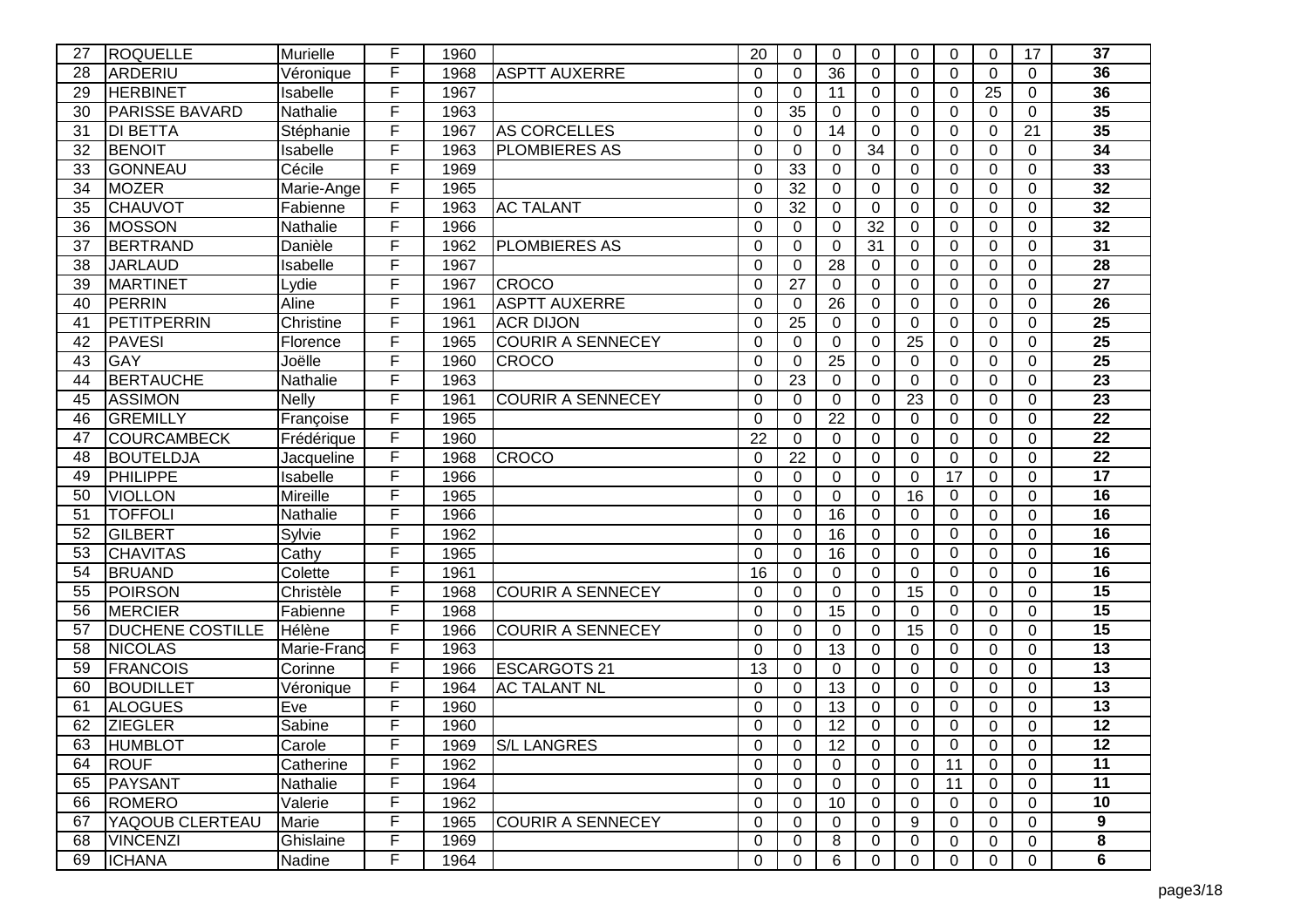| 27 | ROQUELLE | Murielle | F | 1960 | | 20 | 0 | 0 | 0 | 0 | 0 | 0 | 17 | 37 |
|---|---|---|---|---|---|---|---|---|---|---|---|---|---|---|
| 28 | ARDERIU | Véronique | F | 1968 | ASPTT AUXERRE | 0 | 0 | 36 | 0 | 0 | 0 | 0 | 0 | 36 |
| 29 | HERBINET | Isabelle | F | 1967 | | 0 | 0 | 11 | 0 | 0 | 0 | 25 | 0 | 36 |
| 30 | PARISSE BAVARD | Nathalie | F | 1963 | | 0 | 35 | 0 | 0 | 0 | 0 | 0 | 0 | 35 |
| 31 | DI BETTA | Stéphanie | F | 1967 | AS CORCELLES | 0 | 0 | 14 | 0 | 0 | 0 | 0 | 21 | 35 |
| 32 | BENOIT | Isabelle | F | 1963 | PLOMBIERES AS | 0 | 0 | 0 | 34 | 0 | 0 | 0 | 0 | 34 |
| 33 | GONNEAU | Cécile | F | 1969 | | 0 | 33 | 0 | 0 | 0 | 0 | 0 | 0 | 33 |
| 34 | MOZER | Marie-Ange | F | 1965 | | 0 | 32 | 0 | 0 | 0 | 0 | 0 | 0 | 32 |
| 35 | CHAUVOT | Fabienne | F | 1963 | AC TALANT | 0 | 32 | 0 | 0 | 0 | 0 | 0 | 0 | 32 |
| 36 | MOSSON | Nathalie | F | 1966 | | 0 | 0 | 0 | 32 | 0 | 0 | 0 | 0 | 32 |
| 37 | BERTRAND | Danièle | F | 1962 | PLOMBIERES AS | 0 | 0 | 0 | 31 | 0 | 0 | 0 | 0 | 31 |
| 38 | JARLAUD | Isabelle | F | 1967 | | 0 | 0 | 28 | 0 | 0 | 0 | 0 | 0 | 28 |
| 39 | MARTINET | Lydie | F | 1967 | CROCO | 0 | 27 | 0 | 0 | 0 | 0 | 0 | 0 | 27 |
| 40 | PERRIN | Aline | F | 1961 | ASPTT AUXERRE | 0 | 0 | 26 | 0 | 0 | 0 | 0 | 0 | 26 |
| 41 | PETITPERRIN | Christine | F | 1961 | ACR DIJON | 0 | 25 | 0 | 0 | 0 | 0 | 0 | 0 | 25 |
| 42 | PAVESI | Florence | F | 1965 | COURIR A SENNECEY | 0 | 0 | 0 | 0 | 25 | 0 | 0 | 0 | 25 |
| 43 | GAY | Joëlle | F | 1960 | CROCO | 0 | 0 | 25 | 0 | 0 | 0 | 0 | 0 | 25 |
| 44 | BERTAUCHE | Nathalie | F | 1963 | | 0 | 23 | 0 | 0 | 0 | 0 | 0 | 0 | 23 |
| 45 | ASSIMON | Nelly | F | 1961 | COURIR A SENNECEY | 0 | 0 | 0 | 0 | 23 | 0 | 0 | 0 | 23 |
| 46 | GREMILLY | Françoise | F | 1965 | | 0 | 0 | 22 | 0 | 0 | 0 | 0 | 0 | 22 |
| 47 | COURCAMBECK | Frédérique | F | 1960 | | 22 | 0 | 0 | 0 | 0 | 0 | 0 | 0 | 22 |
| 48 | BOUTELDJA | Jacqueline | F | 1968 | CROCO | 0 | 22 | 0 | 0 | 0 | 0 | 0 | 0 | 22 |
| 49 | PHILIPPE | Isabelle | F | 1966 | | 0 | 0 | 0 | 0 | 0 | 17 | 0 | 0 | 17 |
| 50 | VIOLLON | Mireille | F | 1965 | | 0 | 0 | 0 | 0 | 16 | 0 | 0 | 0 | 16 |
| 51 | TOFFOLI | Nathalie | F | 1966 | | 0 | 0 | 16 | 0 | 0 | 0 | 0 | 0 | 16 |
| 52 | GILBERT | Sylvie | F | 1962 | | 0 | 0 | 16 | 0 | 0 | 0 | 0 | 0 | 16 |
| 53 | CHAVITAS | Cathy | F | 1965 | | 0 | 0 | 16 | 0 | 0 | 0 | 0 | 0 | 16 |
| 54 | BRUAND | Colette | F | 1961 | | 16 | 0 | 0 | 0 | 0 | 0 | 0 | 0 | 16 |
| 55 | POIRSON | Christèle | F | 1968 | COURIR A SENNECEY | 0 | 0 | 0 | 0 | 15 | 0 | 0 | 0 | 15 |
| 56 | MERCIER | Fabienne | F | 1968 | | 0 | 0 | 15 | 0 | 0 | 0 | 0 | 0 | 15 |
| 57 | DUCHENE COSTILLE | Hélène | F | 1966 | COURIR A SENNECEY | 0 | 0 | 0 | 0 | 15 | 0 | 0 | 0 | 15 |
| 58 | NICOLAS | Marie-Franc | F | 1963 | | 0 | 0 | 13 | 0 | 0 | 0 | 0 | 0 | 13 |
| 59 | FRANCOIS | Corinne | F | 1966 | ESCARGOTS 21 | 13 | 0 | 0 | 0 | 0 | 0 | 0 | 0 | 13 |
| 60 | BOUDILLET | Véronique | F | 1964 | AC TALANT NL | 0 | 0 | 13 | 0 | 0 | 0 | 0 | 0 | 13 |
| 61 | ALOGUES | Eve | F | 1960 | | 0 | 0 | 13 | 0 | 0 | 0 | 0 | 0 | 13 |
| 62 | ZIEGLER | Sabine | F | 1960 | | 0 | 0 | 12 | 0 | 0 | 0 | 0 | 0 | 12 |
| 63 | HUMBLOT | Carole | F | 1969 | S/L LANGRES | 0 | 0 | 12 | 0 | 0 | 0 | 0 | 0 | 12 |
| 64 | ROUF | Catherine | F | 1962 | | 0 | 0 | 0 | 0 | 0 | 11 | 0 | 0 | 11 |
| 65 | PAYSANT | Nathalie | F | 1964 | | 0 | 0 | 0 | 0 | 0 | 11 | 0 | 0 | 11 |
| 66 | ROMERO | Valerie | F | 1962 | | 0 | 0 | 10 | 0 | 0 | 0 | 0 | 0 | 10 |
| 67 | YAQOUB CLERTEAU | Marie | F | 1965 | COURIR A SENNECEY | 0 | 0 | 0 | 0 | 9 | 0 | 0 | 0 | 9 |
| 68 | VINCENZI | Ghislaine | F | 1969 | | 0 | 0 | 8 | 0 | 0 | 0 | 0 | 0 | 8 |
| 69 | ICHANA | Nadine | F | 1964 | | 0 | 0 | 6 | 0 | 0 | 0 | 0 | 0 | 6 |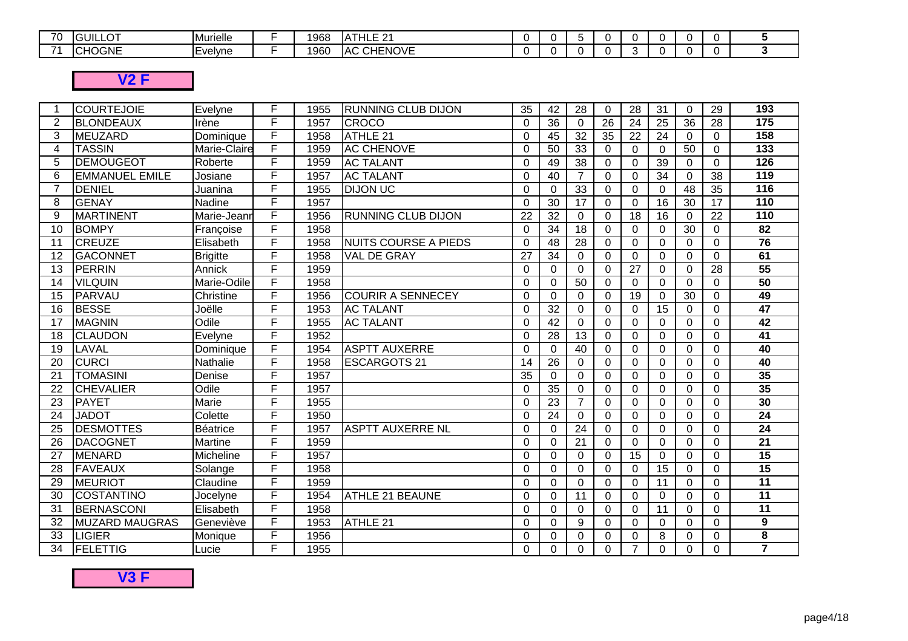| 70 | GUILLOT | Murielle | F | 1968 | ATHLE 21 | 0 | 0 | 5 | 0 | 0 | 0 | 0 | 0 | 5 |
|---|---|---|---|---|---|---|---|---|---|---|---|---|---|---|
| 71 | CHOGNE | Evelyne | F | 1960 | AC CHENOVE | 0 | 0 | 0 | 0 | 3 | 0 | 0 | 0 | 3 |

## V2 F

| 1 | COURTEJOIE | Evelyne | F | 1955 | RUNNING CLUB DIJON | 35 | 42 | 28 | 0 | 28 | 31 | 0 | 29 | 193 |
|---|---|---|---|---|---|---|---|---|---|---|---|---|---|---|
| 2 | BLONDEAUX | Irène | F | 1957 | CROCO | 0 | 36 | 0 | 26 | 24 | 25 | 36 | 28 | 175 |
| 3 | MEUZARD | Dominique | F | 1958 | ATHLE 21 | 0 | 45 | 32 | 35 | 22 | 24 | 0 | 0 | 158 |
| 4 | TASSIN | Marie-Claire | F | 1959 | AC CHENOVE | 0 | 50 | 33 | 0 | 0 | 0 | 50 | 0 | 133 |
| 5 | DEMOUGEOT | Roberte | F | 1959 | AC TALANT | 0 | 49 | 38 | 0 | 0 | 39 | 0 | 0 | 126 |
| 6 | EMMANUEL EMILE | Josiane | F | 1957 | AC TALANT | 0 | 40 | 7 | 0 | 0 | 34 | 0 | 38 | 119 |
| 7 | DENIEL | Juanina | F | 1955 | DIJON UC | 0 | 0 | 33 | 0 | 0 | 0 | 48 | 35 | 116 |
| 8 | GENAY | Nadine | F | 1957 | | 0 | 30 | 17 | 0 | 0 | 16 | 30 | 17 | 110 |
| 9 | MARTINENT | Marie-Jeanr | F | 1956 | RUNNING CLUB DIJON | 22 | 32 | 0 | 0 | 18 | 16 | 0 | 22 | 110 |
| 10 | BOMPY | Françoise | F | 1958 | | 0 | 34 | 18 | 0 | 0 | 0 | 30 | 0 | 82 |
| 11 | CREUZE | Elisabeth | F | 1958 | NUITS COURSE A PIEDS | 0 | 48 | 28 | 0 | 0 | 0 | 0 | 0 | 76 |
| 12 | GACONNET | Brigitte | F | 1958 | VAL DE GRAY | 27 | 34 | 0 | 0 | 0 | 0 | 0 | 0 | 61 |
| 13 | PERRIN | Annick | F | 1959 | | 0 | 0 | 0 | 0 | 27 | 0 | 0 | 28 | 55 |
| 14 | VILQUIN | Marie-Odile | F | 1958 | | 0 | 0 | 50 | 0 | 0 | 0 | 0 | 0 | 50 |
| 15 | PARVAU | Christine | F | 1956 | COURIR A SENNECEY | 0 | 0 | 0 | 0 | 19 | 0 | 30 | 0 | 49 |
| 16 | BESSE | Joëlle | F | 1953 | AC TALANT | 0 | 32 | 0 | 0 | 0 | 15 | 0 | 0 | 47 |
| 17 | MAGNIN | Odile | F | 1955 | AC TALANT | 0 | 42 | 0 | 0 | 0 | 0 | 0 | 0 | 42 |
| 18 | CLAUDON | Evelyne | F | 1952 | | 0 | 28 | 13 | 0 | 0 | 0 | 0 | 0 | 41 |
| 19 | LAVAL | Dominique | F | 1954 | ASPTT AUXERRE | 0 | 0 | 40 | 0 | 0 | 0 | 0 | 0 | 40 |
| 20 | CURCI | Nathalie | F | 1958 | ESCARGOTS 21 | 14 | 26 | 0 | 0 | 0 | 0 | 0 | 0 | 40 |
| 21 | TOMASINI | Denise | F | 1957 | | 35 | 0 | 0 | 0 | 0 | 0 | 0 | 0 | 35 |
| 22 | CHEVALIER | Odile | F | 1957 | | 0 | 35 | 0 | 0 | 0 | 0 | 0 | 0 | 35 |
| 23 | PAYET | Marie | F | 1955 | | 0 | 23 | 7 | 0 | 0 | 0 | 0 | 0 | 30 |
| 24 | JADOT | Colette | F | 1950 | | 0 | 24 | 0 | 0 | 0 | 0 | 0 | 0 | 24 |
| 25 | DESMOTTES | Béatrice | F | 1957 | ASPTT AUXERRE NL | 0 | 0 | 24 | 0 | 0 | 0 | 0 | 0 | 24 |
| 26 | DACOGNET | Martine | F | 1959 | | 0 | 0 | 21 | 0 | 0 | 0 | 0 | 0 | 21 |
| 27 | MENARD | Micheline | F | 1957 | | 0 | 0 | 0 | 0 | 15 | 0 | 0 | 0 | 15 |
| 28 | FAVEAUX | Solange | F | 1958 | | 0 | 0 | 0 | 0 | 0 | 15 | 0 | 0 | 15 |
| 29 | MEURIOT | Claudine | F | 1959 | | 0 | 0 | 0 | 0 | 0 | 11 | 0 | 0 | 11 |
| 30 | COSTANTINO | Jocelyne | F | 1954 | ATHLE 21 BEAUNE | 0 | 0 | 11 | 0 | 0 | 0 | 0 | 0 | 11 |
| 31 | BERNASCONI | Elisabeth | F | 1958 | | 0 | 0 | 0 | 0 | 0 | 11 | 0 | 0 | 11 |
| 32 | MUZARD MAUGRAS | Geneviève | F | 1953 | ATHLE 21 | 0 | 0 | 9 | 0 | 0 | 0 | 0 | 0 | 9 |
| 33 | LIGIER | Monique | F | 1956 | | 0 | 0 | 0 | 0 | 0 | 8 | 0 | 0 | 8 |
| 34 | FELETTIG | Lucie | F | 1955 | | 0 | 0 | 0 | 0 | 7 | 0 | 0 | 0 | 7 |

## V3 F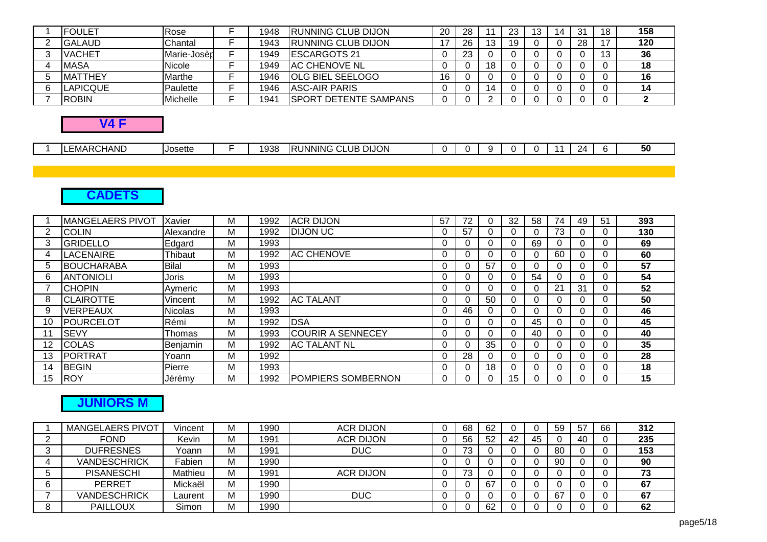| | | | | | | | | | | | | | | |
|---|---|---|---|---|---|---|---|---|---|---|---|---|---|---|
| 1 | FOULET | Rose | F | 1948 | RUNNING CLUB DIJON | 20 | 28 | 11 | 23 | 13 | 14 | 31 | 18 | 158 |
| 2 | GALAUD | Chantal | F | 1943 | RUNNING CLUB DIJON | 17 | 26 | 13 | 19 | 0 | 0 | 28 | 17 | 120 |
| 3 | VACHET | Marie-Josèp | F | 1949 | ESCARGOTS 21 | 0 | 23 | 0 | 0 | 0 | 0 | 0 | 13 | 36 |
| 4 | MASA | Nicole | F | 1949 | AC CHENOVE NL | 0 | 0 | 18 | 0 | 0 | 0 | 0 | 0 | 18 |
| 5 | MATTHEY | Marthe | F | 1946 | OLG BIEL SEELOGO | 16 | 0 | 0 | 0 | 0 | 0 | 0 | 0 | 16 |
| 6 | LAPICQUE | Paulette | F | 1946 | ASC-AIR PARIS | 0 | 0 | 14 | 0 | 0 | 0 | 0 | 0 | 14 |
| 7 | ROBIN | Michelle | F | 1941 | SPORT DETENTE SAMPANS | 0 | 0 | 2 | 0 | 0 | 0 | 0 | 0 | 2 |

## V4 F

| | | | | | | | | | | | | | | |
|---|---|---|---|---|---|---|---|---|---|---|---|---|---|---|
| 1 | LEMARCHAND | Josette | F | 1938 | RUNNING CLUB DIJON | 0 | 0 | 9 | 0 | 0 | 11 | 24 | 6 | 50 |

## CADETS

| | | | | | | | | | | | | | | |
|---|---|---|---|---|---|---|---|---|---|---|---|---|---|---|
| 1 | MANGELAERS PIVOT | Xavier | M | 1992 | ACR DIJON | 57 | 72 | 0 | 32 | 58 | 74 | 49 | 51 | 393 |
| 2 | COLIN | Alexandre | M | 1992 | DIJON UC | 0 | 57 | 0 | 0 | 0 | 73 | 0 | 0 | 130 |
| 3 | GRIDELLO | Edgard | M | 1993 | | 0 | 0 | 0 | 0 | 69 | 0 | 0 | 0 | 69 |
| 4 | LACENAIRE | Thibaut | M | 1992 | AC CHENOVE | 0 | 0 | 0 | 0 | 0 | 60 | 0 | 0 | 60 |
| 5 | BOUCHARABA | Bilal | M | 1993 | | 0 | 0 | 57 | 0 | 0 | 0 | 0 | 0 | 57 |
| 6 | ANTONIOLI | Joris | M | 1993 | | 0 | 0 | 0 | 0 | 54 | 0 | 0 | 0 | 54 |
| 7 | CHOPIN | Aymeric | M | 1993 | | 0 | 0 | 0 | 0 | 0 | 21 | 31 | 0 | 52 |
| 8 | CLAIROTTE | Vincent | M | 1992 | AC TALANT | 0 | 0 | 50 | 0 | 0 | 0 | 0 | 0 | 50 |
| 9 | VERPEAUX | Nicolas | M | 1993 | | 0 | 46 | 0 | 0 | 0 | 0 | 0 | 0 | 46 |
| 10 | POURCELOT | Rémi | M | 1992 | DSA | 0 | 0 | 0 | 0 | 45 | 0 | 0 | 0 | 45 |
| 11 | SEVY | Thomas | M | 1993 | COURIR A SENNECEY | 0 | 0 | 0 | 0 | 40 | 0 | 0 | 0 | 40 |
| 12 | COLAS | Benjamin | M | 1992 | AC TALANT NL | 0 | 0 | 35 | 0 | 0 | 0 | 0 | 0 | 35 |
| 13 | PORTRAT | Yoann | M | 1992 | | 0 | 28 | 0 | 0 | 0 | 0 | 0 | 0 | 28 |
| 14 | BEGIN | Pierre | M | 1993 | | 0 | 0 | 18 | 0 | 0 | 0 | 0 | 0 | 18 |
| 15 | ROY | Jérémy | M | 1992 | POMPIERS SOMBERNON | 0 | 0 | 0 | 15 | 0 | 0 | 0 | 0 | 15 |

## JUNIORS M

| | | | | | | | | | | | | | | |
|---|---|---|---|---|---|---|---|---|---|---|---|---|---|---|
| 1 | MANGELAERS PIVOT | Vincent | M | 1990 | ACR DIJON | 0 | 68 | 62 | 0 | 0 | 59 | 57 | 66 | 312 |
| 2 | FOND | Kevin | M | 1991 | ACR DIJON | 0 | 56 | 52 | 42 | 45 | 0 | 40 | 0 | 235 |
| 3 | DUFRESNES | Yoann | M | 1991 | DUC | 0 | 73 | 0 | 0 | 0 | 80 | 0 | 0 | 153 |
| 4 | VANDESCHRICK | Fabien | M | 1990 | | 0 | 0 | 0 | 0 | 0 | 90 | 0 | 0 | 90 |
| 5 | PISANESCHI | Mathieu | M | 1991 | ACR DIJON | 0 | 73 | 0 | 0 | 0 | 0 | 0 | 0 | 73 |
| 6 | PERRET | Mickaël | M | 1990 | | 0 | 0 | 67 | 0 | 0 | 0 | 0 | 0 | 67 |
| 7 | VANDESCHRICK | Laurent | M | 1990 | DUC | 0 | 0 | 0 | 0 | 0 | 67 | 0 | 0 | 67 |
| 8 | PAILLOUX | Simon | M | 1990 | | 0 | 0 | 62 | 0 | 0 | 0 | 0 | 0 | 62 |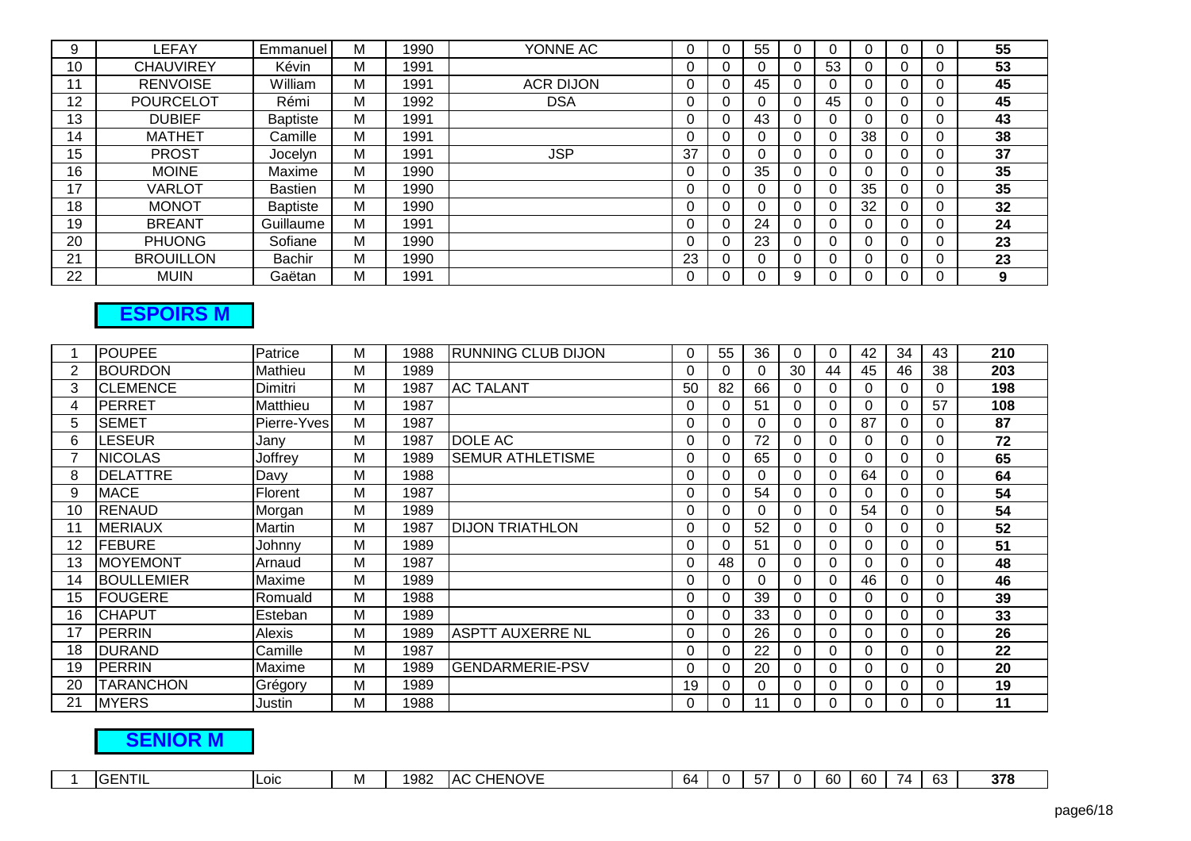| | | | | | | | | | | | | | | |
|---|---|---|---|---|---|---|---|---|---|---|---|---|---|---|
| 9 | LEFAY | Emmanuel | M | 1990 | YONNE AC | 0 | 0 | 55 | 0 | 0 | 0 | 0 | 0 | **55** |
| 10 | CHAUVIREY | Kévin | M | 1991 | | 0 | 0 | 0 | 0 | 53 | 0 | 0 | 0 | **53** |
| 11 | RENVOISE | William | M | 1991 | ACR DIJON | 0 | 0 | 45 | 0 | 0 | 0 | 0 | 0 | **45** |
| 12 | POURCELOT | Rémi | M | 1992 | DSA | 0 | 0 | 0 | 0 | 45 | 0 | 0 | 0 | **45** |
| 13 | DUBIEF | Baptiste | M | 1991 | | 0 | 0 | 43 | 0 | 0 | 0 | 0 | 0 | **43** |
| 14 | MATHET | Camille | M | 1991 | | 0 | 0 | 0 | 0 | 0 | 38 | 0 | 0 | **38** |
| 15 | PROST | Jocelyn | M | 1991 | JSP | 37 | 0 | 0 | 0 | 0 | 0 | 0 | 0 | **37** |
| 16 | MOINE | Maxime | M | 1990 | | 0 | 0 | 35 | 0 | 0 | 0 | 0 | 0 | **35** |
| 17 | VARLOT | Bastien | M | 1990 | | 0 | 0 | 0 | 0 | 0 | 35 | 0 | 0 | **35** |
| 18 | MONOT | Baptiste | M | 1990 | | 0 | 0 | 0 | 0 | 0 | 32 | 0 | 0 | **32** |
| 19 | BREANT | Guillaume | M | 1991 | | 0 | 0 | 24 | 0 | 0 | 0 | 0 | 0 | **24** |
| 20 | PHUONG | Sofiane | M | 1990 | | 0 | 0 | 23 | 0 | 0 | 0 | 0 | 0 | **23** |
| 21 | BROUILLON | Bachir | M | 1990 | | 23 | 0 | 0 | 0 | 0 | 0 | 0 | 0 | **23** |
| 22 | MUIN | Gaëtan | M | 1991 | | 0 | 0 | 0 | 9 | 0 | 0 | 0 | 0 | **9** |

## ESPOIRS M

| | | | | | | | | | | | | | | |
|---|---|---|---|---|---|---|---|---|---|---|---|---|---|---|
| 1 | POUPEE | Patrice | M | 1988 | RUNNING CLUB DIJON | 0 | 55 | 36 | 0 | 0 | 42 | 34 | 43 | **210** |
| 2 | BOURDON | Mathieu | M | 1989 | | 0 | 0 | 0 | 30 | 44 | 45 | 46 | 38 | **203** |
| 3 | CLEMENCE | Dimitri | M | 1987 | AC TALANT | 50 | 82 | 66 | 0 | 0 | 0 | 0 | 0 | **198** |
| 4 | PERRET | Matthieu | M | 1987 | | 0 | 0 | 51 | 0 | 0 | 0 | 0 | 57 | **108** |
| 5 | SEMET | Pierre-Yves | M | 1987 | | 0 | 0 | 0 | 0 | 0 | 87 | 0 | 0 | **87** |
| 6 | LESEUR | Jany | M | 1987 | DOLE AC | 0 | 0 | 72 | 0 | 0 | 0 | 0 | 0 | **72** |
| 7 | NICOLAS | Joffrey | M | 1989 | SEMUR ATHLETISME | 0 | 0 | 65 | 0 | 0 | 0 | 0 | 0 | **65** |
| 8 | DELATTRE | Davy | M | 1988 | | 0 | 0 | 0 | 0 | 0 | 64 | 0 | 0 | **64** |
| 9 | MACE | Florent | M | 1987 | | 0 | 0 | 54 | 0 | 0 | 0 | 0 | 0 | **54** |
| 10 | RENAUD | Morgan | M | 1989 | | 0 | 0 | 0 | 0 | 0 | 54 | 0 | 0 | **54** |
| 11 | MERIAUX | Martin | M | 1987 | DIJON TRIATHLON | 0 | 0 | 52 | 0 | 0 | 0 | 0 | 0 | **52** |
| 12 | FEBURE | Johnny | M | 1989 | | 0 | 0 | 51 | 0 | 0 | 0 | 0 | 0 | **51** |
| 13 | MOYEMONT | Arnaud | M | 1987 | | 0 | 48 | 0 | 0 | 0 | 0 | 0 | 0 | **48** |
| 14 | BOULLEMIER | Maxime | M | 1989 | | 0 | 0 | 0 | 0 | 0 | 46 | 0 | 0 | **46** |
| 15 | FOUGERE | Romuald | M | 1988 | | 0 | 0 | 39 | 0 | 0 | 0 | 0 | 0 | **39** |
| 16 | CHAPUT | Esteban | M | 1989 | | 0 | 0 | 33 | 0 | 0 | 0 | 0 | 0 | **33** |
| 17 | PERRIN | Alexis | M | 1989 | ASPTT AUXERRE NL | 0 | 0 | 26 | 0 | 0 | 0 | 0 | 0 | **26** |
| 18 | DURAND | Camille | M | 1987 | | 0 | 0 | 22 | 0 | 0 | 0 | 0 | 0 | **22** |
| 19 | PERRIN | Maxime | M | 1989 | GENDARMERIE-PSV | 0 | 0 | 20 | 0 | 0 | 0 | 0 | 0 | **20** |
| 20 | TARANCHON | Grégory | M | 1989 | | 19 | 0 | 0 | 0 | 0 | 0 | 0 | 0 | **19** |
| 21 | MYERS | Justin | M | 1988 | | 0 | 0 | 11 | 0 | 0 | 0 | 0 | 0 | **11** |

## SENIOR M

| | | | | | | | | | | | | | | |
|---|---|---|---|---|---|---|---|---|---|---|---|---|---|---|
| 1 | GENTIL | Loic | M | 1982 | AC CHENOVE | 64 | 0 | 57 | 0 | 60 | 60 | 74 | 63 | **378** |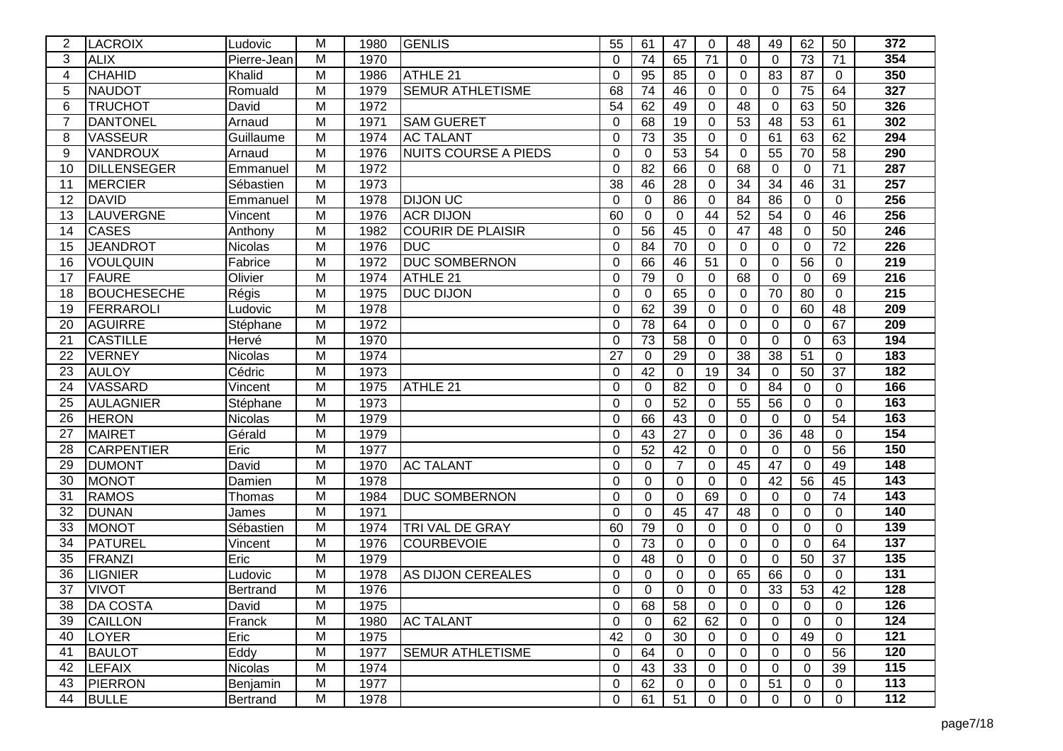| 2 | LACROIX | Ludovic | M | 1980 | GENLIS | 55 | 61 | 47 | 0 | 48 | 49 | 62 | 50 | 372 |
|---|---|---|---|---|---|---|---|---|---|---|---|---|---|---|
| 3 | ALIX | Pierre-Jean | M | 1970 | | 0 | 74 | 65 | 71 | 0 | 0 | 73 | 71 | 354 |
| 4 | CHAHID | Khalid | M | 1986 | ATHLE 21 | 0 | 95 | 85 | 0 | 0 | 83 | 87 | 0 | 350 |
| 5 | NAUDOT | Romuald | M | 1979 | SEMUR ATHLETISME | 68 | 74 | 46 | 0 | 0 | 0 | 75 | 64 | 327 |
| 6 | TRUCHOT | David | M | 1972 | | 54 | 62 | 49 | 0 | 48 | 0 | 63 | 50 | 326 |
| 7 | DANTONEL | Arnaud | M | 1971 | SAM GUERET | 0 | 68 | 19 | 0 | 53 | 48 | 53 | 61 | 302 |
| 8 | VASSEUR | Guillaume | M | 1974 | AC TALANT | 0 | 73 | 35 | 0 | 0 | 61 | 63 | 62 | 294 |
| 9 | VANDROUX | Arnaud | M | 1976 | NUITS COURSE A PIEDS | 0 | 0 | 53 | 54 | 0 | 55 | 70 | 58 | 290 |
| 10 | DILLENSEGER | Emmanuel | M | 1972 | | 0 | 82 | 66 | 0 | 68 | 0 | 0 | 71 | 287 |
| 11 | MERCIER | Sébastien | M | 1973 | | 38 | 46 | 28 | 0 | 34 | 34 | 46 | 31 | 257 |
| 12 | DAVID | Emmanuel | M | 1978 | DIJON UC | 0 | 0 | 86 | 0 | 84 | 86 | 0 | 0 | 256 |
| 13 | LAUVERGNE | Vincent | M | 1976 | ACR DIJON | 60 | 0 | 0 | 44 | 52 | 54 | 0 | 46 | 256 |
| 14 | CASES | Anthony | M | 1982 | COURIR DE PLAISIR | 0 | 56 | 45 | 0 | 47 | 48 | 0 | 50 | 246 |
| 15 | JEANDROT | Nicolas | M | 1976 | DUC | 0 | 84 | 70 | 0 | 0 | 0 | 0 | 72 | 226 |
| 16 | VOULQUIN | Fabrice | M | 1972 | DUC SOMBERNON | 0 | 66 | 46 | 51 | 0 | 0 | 56 | 0 | 219 |
| 17 | FAURE | Olivier | M | 1974 | ATHLE 21 | 0 | 79 | 0 | 0 | 68 | 0 | 0 | 69 | 216 |
| 18 | BOUCHESECHE | Régis | M | 1975 | DUC DIJON | 0 | 0 | 65 | 0 | 0 | 70 | 80 | 0 | 215 |
| 19 | FERRAROLI | Ludovic | M | 1978 | | 0 | 62 | 39 | 0 | 0 | 0 | 60 | 48 | 209 |
| 20 | AGUIRRE | Stéphane | M | 1972 | | 0 | 78 | 64 | 0 | 0 | 0 | 0 | 67 | 209 |
| 21 | CASTILLE | Hervé | M | 1970 | | 0 | 73 | 58 | 0 | 0 | 0 | 0 | 63 | 194 |
| 22 | VERNEY | Nicolas | M | 1974 | | 27 | 0 | 29 | 0 | 38 | 38 | 51 | 0 | 183 |
| 23 | AULOY | Cédric | M | 1973 | | 0 | 42 | 0 | 19 | 34 | 0 | 50 | 37 | 182 |
| 24 | VASSARD | Vincent | M | 1975 | ATHLE 21 | 0 | 0 | 82 | 0 | 0 | 84 | 0 | 0 | 166 |
| 25 | AULAGNIER | Stéphane | M | 1973 | | 0 | 0 | 52 | 0 | 55 | 56 | 0 | 0 | 163 |
| 26 | HERON | Nicolas | M | 1979 | | 0 | 66 | 43 | 0 | 0 | 0 | 0 | 54 | 163 |
| 27 | MAIRET | Gérald | M | 1979 | | 0 | 43 | 27 | 0 | 0 | 36 | 48 | 0 | 154 |
| 28 | CARPENTIER | Eric | M | 1977 | | 0 | 52 | 42 | 0 | 0 | 0 | 0 | 56 | 150 |
| 29 | DUMONT | David | M | 1970 | AC TALANT | 0 | 0 | 7 | 0 | 45 | 47 | 0 | 49 | 148 |
| 30 | MONOT | Damien | M | 1978 | | 0 | 0 | 0 | 0 | 0 | 42 | 56 | 45 | 143 |
| 31 | RAMOS | Thomas | M | 1984 | DUC SOMBERNON | 0 | 0 | 0 | 69 | 0 | 0 | 0 | 74 | 143 |
| 32 | DUNAN | James | M | 1971 | | 0 | 0 | 45 | 47 | 48 | 0 | 0 | 0 | 140 |
| 33 | MONOT | Sébastien | M | 1974 | TRI VAL DE GRAY | 60 | 79 | 0 | 0 | 0 | 0 | 0 | 0 | 139 |
| 34 | PATUREL | Vincent | M | 1976 | COURBEVOIE | 0 | 73 | 0 | 0 | 0 | 0 | 0 | 64 | 137 |
| 35 | FRANZI | Eric | M | 1979 | | 0 | 48 | 0 | 0 | 0 | 0 | 50 | 37 | 135 |
| 36 | LIGNIER | Ludovic | M | 1978 | AS DIJON CEREALES | 0 | 0 | 0 | 0 | 65 | 66 | 0 | 0 | 131 |
| 37 | VIVOT | Bertrand | M | 1976 | | 0 | 0 | 0 | 0 | 0 | 33 | 53 | 42 | 128 |
| 38 | DA COSTA | David | M | 1975 | | 0 | 68 | 58 | 0 | 0 | 0 | 0 | 0 | 126 |
| 39 | CAILLON | Franck | M | 1980 | AC TALANT | 0 | 0 | 62 | 62 | 0 | 0 | 0 | 0 | 124 |
| 40 | LOYER | Eric | M | 1975 | | 42 | 0 | 30 | 0 | 0 | 0 | 49 | 0 | 121 |
| 41 | BAULOT | Eddy | M | 1977 | SEMUR ATHLETISME | 0 | 64 | 0 | 0 | 0 | 0 | 0 | 56 | 120 |
| 42 | LEFAIX | Nicolas | M | 1974 | | 0 | 43 | 33 | 0 | 0 | 0 | 0 | 39 | 115 |
| 43 | PIERRON | Benjamin | M | 1977 | | 0 | 62 | 0 | 0 | 0 | 51 | 0 | 0 | 113 |
| 44 | BULLE | Bertrand | M | 1978 | | 0 | 61 | 51 | 0 | 0 | 0 | 0 | 0 | 112 |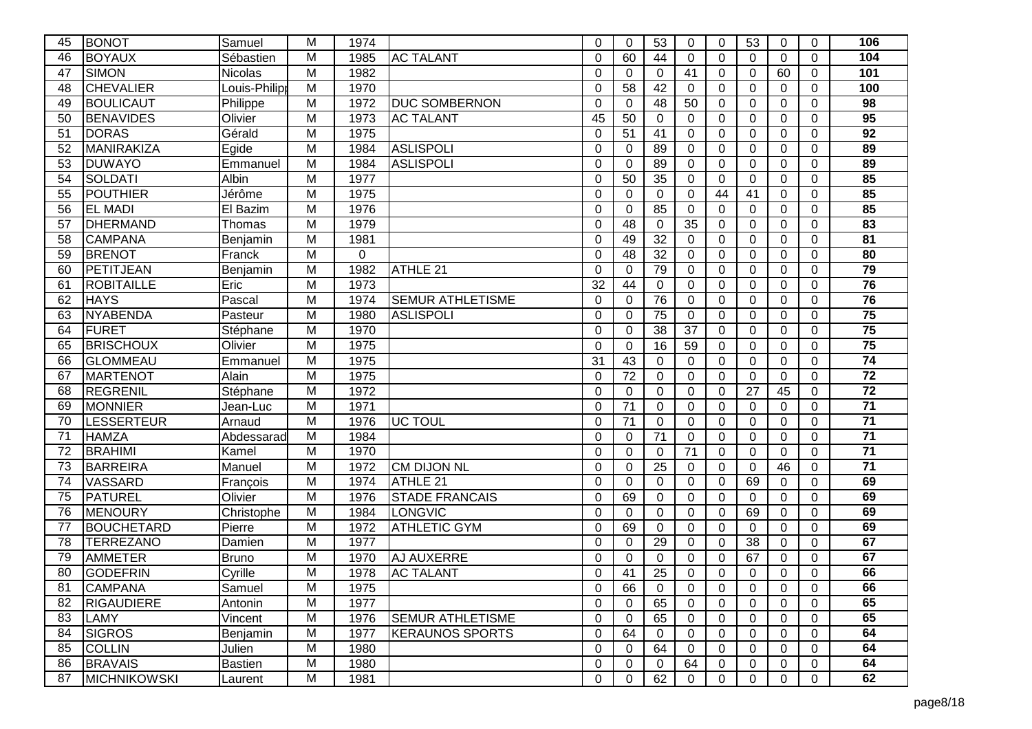| 45 | BONOT | Samuel | M | 1974 | | 0 | 0 | 53 | 0 | 0 | 53 | 0 | 0 | 106 |
|---|---|---|---|---|---|---|---|---|---|---|---|---|---|---|
| 46 | BOYAUX | Sébastien | M | 1985 | AC TALANT | 0 | 60 | 44 | 0 | 0 | 0 | 0 | 0 | 104 |
| 47 | SIMON | Nicolas | M | 1982 | | 0 | 0 | 0 | 41 | 0 | 0 | 60 | 0 | 101 |
| 48 | CHEVALIER | Louis-Philipp | M | 1970 | | 0 | 58 | 42 | 0 | 0 | 0 | 0 | 0 | 100 |
| 49 | BOULICAUT | Philippe | M | 1972 | DUC SOMBERNON | 0 | 0 | 48 | 50 | 0 | 0 | 0 | 0 | 98 |
| 50 | BENAVIDES | Olivier | M | 1973 | AC TALANT | 45 | 50 | 0 | 0 | 0 | 0 | 0 | 0 | 95 |
| 51 | DORAS | Gérald | M | 1975 | | 0 | 51 | 41 | 0 | 0 | 0 | 0 | 0 | 92 |
| 52 | MANIRAKIZA | Egide | M | 1984 | ASLISPOLI | 0 | 0 | 89 | 0 | 0 | 0 | 0 | 0 | 89 |
| 53 | DUWAYO | Emmanuel | M | 1984 | ASLISPOLI | 0 | 0 | 89 | 0 | 0 | 0 | 0 | 0 | 89 |
| 54 | SOLDATI | Albin | M | 1977 | | 0 | 50 | 35 | 0 | 0 | 0 | 0 | 0 | 85 |
| 55 | POUTHIER | Jérôme | M | 1975 | | 0 | 0 | 0 | 0 | 44 | 41 | 0 | 0 | 85 |
| 56 | EL MADI | El Bazim | M | 1976 | | 0 | 0 | 85 | 0 | 0 | 0 | 0 | 0 | 85 |
| 57 | DHERMAND | Thomas | M | 1979 | | 0 | 48 | 0 | 35 | 0 | 0 | 0 | 0 | 83 |
| 58 | CAMPANA | Benjamin | M | 1981 | | 0 | 49 | 32 | 0 | 0 | 0 | 0 | 0 | 81 |
| 59 | BRENOT | Franck | M | 0 | | 0 | 48 | 32 | 0 | 0 | 0 | 0 | 0 | 80 |
| 60 | PETITJEAN | Benjamin | M | 1982 | ATHLE 21 | 0 | 0 | 79 | 0 | 0 | 0 | 0 | 0 | 79 |
| 61 | ROBITAILLE | Eric | M | 1973 | | 32 | 44 | 0 | 0 | 0 | 0 | 0 | 0 | 76 |
| 62 | HAYS | Pascal | M | 1974 | SEMUR ATHLETISME | 0 | 0 | 76 | 0 | 0 | 0 | 0 | 0 | 76 |
| 63 | NYABENDA | Pasteur | M | 1980 | ASLISPOLI | 0 | 0 | 75 | 0 | 0 | 0 | 0 | 0 | 75 |
| 64 | FURET | Stéphane | M | 1970 | | 0 | 0 | 38 | 37 | 0 | 0 | 0 | 0 | 75 |
| 65 | BRISCHOUX | Olivier | M | 1975 | | 0 | 0 | 16 | 59 | 0 | 0 | 0 | 0 | 75 |
| 66 | GLOMMEAU | Emmanuel | M | 1975 | | 31 | 43 | 0 | 0 | 0 | 0 | 0 | 0 | 74 |
| 67 | MARTENOT | Alain | M | 1975 | | 0 | 72 | 0 | 0 | 0 | 0 | 0 | 0 | 72 |
| 68 | REGRENIL | Stéphane | M | 1972 | | 0 | 0 | 0 | 0 | 0 | 27 | 45 | 0 | 72 |
| 69 | MONNIER | Jean-Luc | M | 1971 | | 0 | 71 | 0 | 0 | 0 | 0 | 0 | 0 | 71 |
| 70 | LESSERTEUR | Arnaud | M | 1976 | UC TOUL | 0 | 71 | 0 | 0 | 0 | 0 | 0 | 0 | 71 |
| 71 | HAMZA | Abdessarad | M | 1984 | | 0 | 0 | 71 | 0 | 0 | 0 | 0 | 0 | 71 |
| 72 | BRAHIMI | Kamel | M | 1970 | | 0 | 0 | 0 | 71 | 0 | 0 | 0 | 0 | 71 |
| 73 | BARREIRA | Manuel | M | 1972 | CM DIJON NL | 0 | 0 | 25 | 0 | 0 | 0 | 46 | 0 | 71 |
| 74 | VASSARD | François | M | 1974 | ATHLE 21 | 0 | 0 | 0 | 0 | 0 | 69 | 0 | 0 | 69 |
| 75 | PATUREL | Olivier | M | 1976 | STADE FRANCAIS | 0 | 69 | 0 | 0 | 0 | 0 | 0 | 0 | 69 |
| 76 | MENOURY | Christophe | M | 1984 | LONGVIC | 0 | 0 | 0 | 0 | 0 | 69 | 0 | 0 | 69 |
| 77 | BOUCHETARD | Pierre | M | 1972 | ATHLETIC GYM | 0 | 69 | 0 | 0 | 0 | 0 | 0 | 0 | 69 |
| 78 | TERREZANO | Damien | M | 1977 | | 0 | 0 | 29 | 0 | 0 | 38 | 0 | 0 | 67 |
| 79 | AMMETER | Bruno | M | 1970 | AJ AUXERRE | 0 | 0 | 0 | 0 | 0 | 67 | 0 | 0 | 67 |
| 80 | GODEFRIN | Cyrille | M | 1978 | AC TALANT | 0 | 41 | 25 | 0 | 0 | 0 | 0 | 0 | 66 |
| 81 | CAMPANA | Samuel | M | 1975 | | 0 | 66 | 0 | 0 | 0 | 0 | 0 | 0 | 66 |
| 82 | RIGAUDIERE | Antonin | M | 1977 | | 0 | 0 | 65 | 0 | 0 | 0 | 0 | 0 | 65 |
| 83 | LAMY | Vincent | M | 1976 | SEMUR ATHLETISME | 0 | 0 | 65 | 0 | 0 | 0 | 0 | 0 | 65 |
| 84 | SIGROS | Benjamin | M | 1977 | KERAUNOS SPORTS | 0 | 64 | 0 | 0 | 0 | 0 | 0 | 0 | 64 |
| 85 | COLLIN | Julien | M | 1980 | | 0 | 0 | 64 | 0 | 0 | 0 | 0 | 0 | 64 |
| 86 | BRAVAIS | Bastien | M | 1980 | | 0 | 0 | 0 | 64 | 0 | 0 | 0 | 0 | 64 |
| 87 | MICHNIKOWSKI | Laurent | M | 1981 | | 0 | 0 | 62 | 0 | 0 | 0 | 0 | 0 | 62 |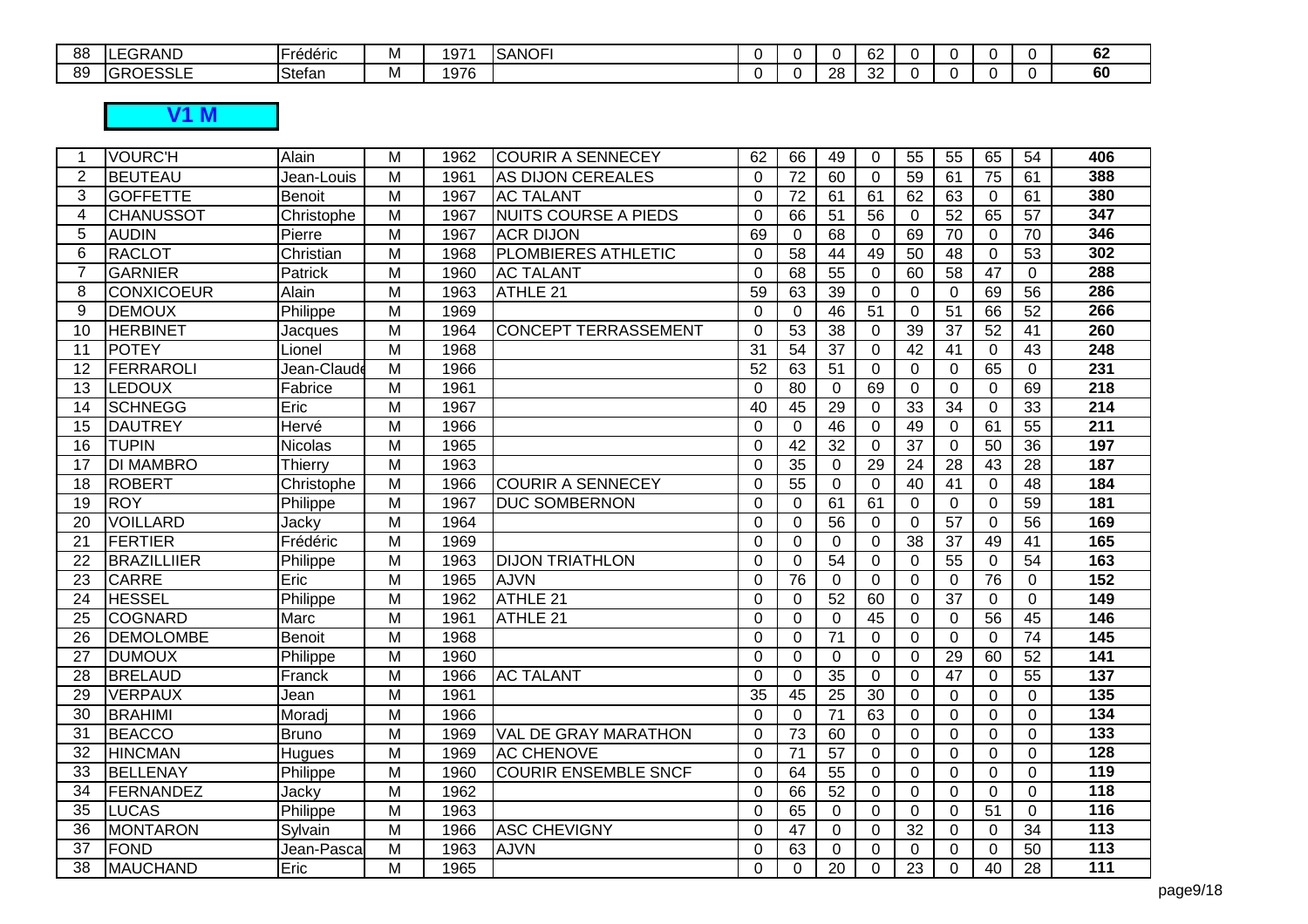| 88 | LEGRAND | Frédéric | M | 1971 | SANOFI | 0 | 0 | 0 | 62 | 0 | 0 | 0 | 0 | 62 |
|---|---|---|---|---|---|---|---|---|---|---|---|---|---|---|
| 89 | GROESSLE | Stefan | M | 1976 | | 0 | 0 | 28 | 32 | 0 | 0 | 0 | 0 | 60 |

## V1 M

| | | | | | | | | | | | | | | |
|---|---|---|---|---|---|---|---|---|---|---|---|---|---|---|
| 1 | VOURC'H | Alain | M | 1962 | COURIR A SENNECEY | 62 | 66 | 49 | 0 | 55 | 55 | 65 | 54 | **406** |
| 2 | BEUTEAU | Jean-Louis | M | 1961 | AS DIJON CEREALES | 0 | 72 | 60 | 0 | 59 | 61 | 75 | 61 | **388** |
| 3 | GOFFETTE | Benoit | M | 1967 | AC TALANT | 0 | 72 | 61 | 61 | 62 | 63 | 0 | 61 | **380** |
| 4 | CHANUSSOT | Christophe | M | 1967 | NUITS COURSE A PIEDS | 0 | 66 | 51 | 56 | 0 | 52 | 65 | 57 | **347** |
| 5 | AUDIN | Pierre | M | 1967 | ACR DIJON | 69 | 0 | 68 | 0 | 69 | 70 | 0 | 70 | **346** |
| 6 | RACLOT | Christian | M | 1968 | PLOMBIERES ATHLETIC | 0 | 58 | 44 | 49 | 50 | 48 | 0 | 53 | **302** |
| 7 | GARNIER | Patrick | M | 1960 | AC TALANT | 0 | 68 | 55 | 0 | 60 | 58 | 47 | 0 | **288** |
| 8 | CONXICOEUR | Alain | M | 1963 | ATHLE 21 | 59 | 63 | 39 | 0 | 0 | 0 | 69 | 56 | **286** |
| 9 | DEMOUX | Philippe | M | 1969 | | 0 | 0 | 46 | 51 | 0 | 51 | 66 | 52 | **266** |
| 10 | HERBINET | Jacques | M | 1964 | CONCEPT TERRASSEMENT | 0 | 53 | 38 | 0 | 39 | 37 | 52 | 41 | **260** |
| 11 | POTEY | Lionel | M | 1968 | | 31 | 54 | 37 | 0 | 42 | 41 | 0 | 43 | **248** |
| 12 | FERRAROLI | Jean-Claude | M | 1966 | | 52 | 63 | 51 | 0 | 0 | 0 | 65 | 0 | **231** |
| 13 | LEDOUX | Fabrice | M | 1961 | | 0 | 80 | 0 | 69 | 0 | 0 | 0 | 69 | **218** |
| 14 | SCHNEGG | Eric | M | 1967 | | 40 | 45 | 29 | 0 | 33 | 34 | 0 | 33 | **214** |
| 15 | DAUTREY | Hervé | M | 1966 | | 0 | 0 | 46 | 0 | 49 | 0 | 61 | 55 | **211** |
| 16 | TUPIN | Nicolas | M | 1965 | | 0 | 42 | 32 | 0 | 37 | 0 | 50 | 36 | **197** |
| 17 | DI MAMBRO | Thierry | M | 1963 | | 0 | 35 | 0 | 29 | 24 | 28 | 43 | 28 | **187** |
| 18 | ROBERT | Christophe | M | 1966 | COURIR A SENNECEY | 0 | 55 | 0 | 0 | 40 | 41 | 0 | 48 | **184** |
| 19 | ROY | Philippe | M | 1967 | DUC SOMBERNON | 0 | 0 | 61 | 61 | 0 | 0 | 0 | 59 | **181** |
| 20 | VOILLARD | Jacky | M | 1964 | | 0 | 0 | 56 | 0 | 0 | 57 | 0 | 56 | **169** |
| 21 | FERTIER | Frédéric | M | 1969 | | 0 | 0 | 0 | 0 | 38 | 37 | 49 | 41 | **165** |
| 22 | BRAZILLIIER | Philippe | M | 1963 | DIJON TRIATHLON | 0 | 0 | 54 | 0 | 0 | 55 | 0 | 54 | **163** |
| 23 | CARRE | Eric | M | 1965 | AJVN | 0 | 76 | 0 | 0 | 0 | 0 | 76 | 0 | **152** |
| 24 | HESSEL | Philippe | M | 1962 | ATHLE 21 | 0 | 0 | 52 | 60 | 0 | 37 | 0 | 0 | **149** |
| 25 | COGNARD | Marc | M | 1961 | ATHLE 21 | 0 | 0 | 0 | 45 | 0 | 0 | 56 | 45 | **146** |
| 26 | DEMOLOMBE | Benoit | M | 1968 | | 0 | 0 | 71 | 0 | 0 | 0 | 0 | 74 | **145** |
| 27 | DUMOUX | Philippe | M | 1960 | | 0 | 0 | 0 | 0 | 0 | 29 | 60 | 52 | **141** |
| 28 | BRELAUD | Franck | M | 1966 | AC TALANT | 0 | 0 | 35 | 0 | 0 | 47 | 0 | 55 | **137** |
| 29 | VERPAUX | Jean | M | 1961 | | 35 | 45 | 25 | 30 | 0 | 0 | 0 | 0 | **135** |
| 30 | BRAHIMI | Moradj | M | 1966 | | 0 | 0 | 71 | 63 | 0 | 0 | 0 | 0 | **134** |
| 31 | BEACCO | Bruno | M | 1969 | VAL DE GRAY MARATHON | 0 | 73 | 60 | 0 | 0 | 0 | 0 | 0 | **133** |
| 32 | HINCMAN | Hugues | M | 1969 | AC CHENOVE | 0 | 71 | 57 | 0 | 0 | 0 | 0 | 0 | **128** |
| 33 | BELLENAY | Philippe | M | 1960 | COURIR ENSEMBLE SNCF | 0 | 64 | 55 | 0 | 0 | 0 | 0 | 0 | **119** |
| 34 | FERNANDEZ | Jacky | M | 1962 | | 0 | 66 | 52 | 0 | 0 | 0 | 0 | 0 | **118** |
| 35 | LUCAS | Philippe | M | 1963 | | 0 | 65 | 0 | 0 | 0 | 0 | 51 | 0 | **116** |
| 36 | MONTARON | Sylvain | M | 1966 | ASC CHEVIGNY | 0 | 47 | 0 | 0 | 32 | 0 | 0 | 34 | **113** |
| 37 | FOND | Jean-Pasca | M | 1963 | AJVN | 0 | 63 | 0 | 0 | 0 | 0 | 0 | 50 | **113** |
| 38 | MAUCHAND | Eric | M | 1965 | | 0 | 0 | 20 | 0 | 23 | 0 | 40 | 28 | **111** |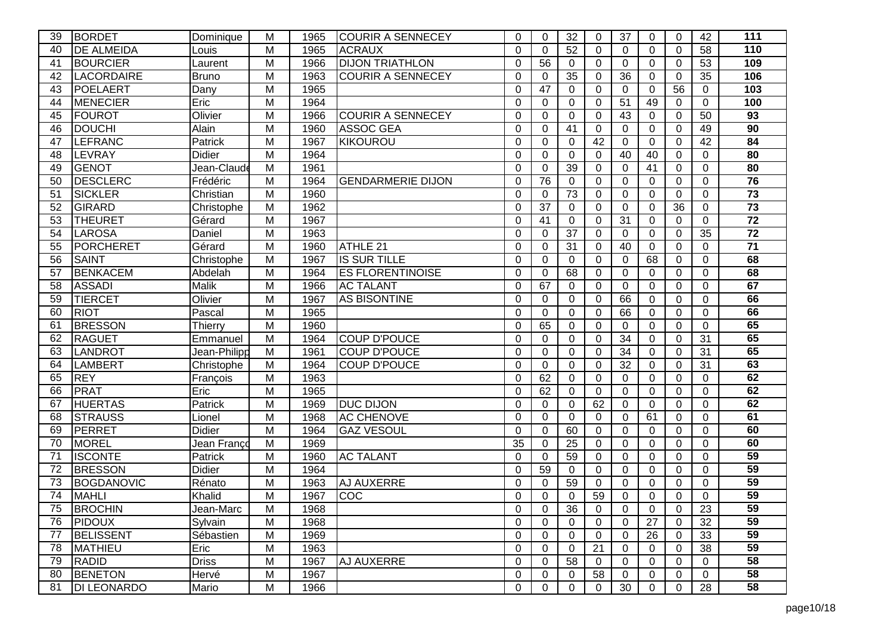| 39 | BORDET | Dominique | M | 1965 | COURIR A SENNECEY | 0 | 0 | 32 | 0 | 37 | 0 | 0 | 42 | 111 |
|---|---|---|---|---|---|---|---|---|---|---|---|---|---|---|
| 40 | DE ALMEIDA | Louis | M | 1965 | ACRAUX | 0 | 0 | 52 | 0 | 0 | 0 | 0 | 58 | 110 |
| 41 | BOURCIER | Laurent | M | 1966 | DIJON TRIATHLON | 0 | 56 | 0 | 0 | 0 | 0 | 0 | 53 | 109 |
| 42 | LACORDAIRE | Bruno | M | 1963 | COURIR A SENNECEY | 0 | 0 | 35 | 0 | 36 | 0 | 0 | 35 | 106 |
| 43 | POELAERT | Dany | M | 1965 | | 0 | 47 | 0 | 0 | 0 | 0 | 56 | 0 | 103 |
| 44 | MENECIER | Eric | M | 1964 | | 0 | 0 | 0 | 0 | 51 | 49 | 0 | 0 | 100 |
| 45 | FOUROT | Olivier | M | 1966 | COURIR A SENNECEY | 0 | 0 | 0 | 0 | 43 | 0 | 0 | 50 | 93 |
| 46 | DOUCHI | Alain | M | 1960 | ASSOC GEA | 0 | 0 | 41 | 0 | 0 | 0 | 0 | 49 | 90 |
| 47 | LEFRANC | Patrick | M | 1967 | KIKOUROU | 0 | 0 | 0 | 42 | 0 | 0 | 0 | 42 | 84 |
| 48 | LEVRAY | Didier | M | 1964 | | 0 | 0 | 0 | 0 | 40 | 40 | 0 | 0 | 80 |
| 49 | GENOT | Jean-Claude | M | 1961 | | 0 | 0 | 39 | 0 | 0 | 41 | 0 | 0 | 80 |
| 50 | DESCLERC | Frédéric | M | 1964 | GENDARMERIE DIJON | 0 | 76 | 0 | 0 | 0 | 0 | 0 | 0 | 76 |
| 51 | SICKLER | Christian | M | 1960 | | 0 | 0 | 73 | 0 | 0 | 0 | 0 | 0 | 73 |
| 52 | GIRARD | Christophe | M | 1962 | | 0 | 37 | 0 | 0 | 0 | 0 | 36 | 0 | 73 |
| 53 | THEURET | Gérard | M | 1967 | | 0 | 41 | 0 | 0 | 31 | 0 | 0 | 0 | 72 |
| 54 | LAROSA | Daniel | M | 1963 | | 0 | 0 | 37 | 0 | 0 | 0 | 0 | 35 | 72 |
| 55 | PORCHERET | Gérard | M | 1960 | ATHLE 21 | 0 | 0 | 31 | 0 | 40 | 0 | 0 | 0 | 71 |
| 56 | SAINT | Christophe | M | 1967 | IS SUR TILLE | 0 | 0 | 0 | 0 | 0 | 68 | 0 | 0 | 68 |
| 57 | BENKACEM | Abdelah | M | 1964 | ES FLORENTINOISE | 0 | 0 | 68 | 0 | 0 | 0 | 0 | 0 | 68 |
| 58 | ASSADI | Malik | M | 1966 | AC TALANT | 0 | 67 | 0 | 0 | 0 | 0 | 0 | 0 | 67 |
| 59 | TIERCET | Olivier | M | 1967 | AS BISONTINE | 0 | 0 | 0 | 0 | 66 | 0 | 0 | 0 | 66 |
| 60 | RIOT | Pascal | M | 1965 | | 0 | 0 | 0 | 0 | 66 | 0 | 0 | 0 | 66 |
| 61 | BRESSON | Thierry | M | 1960 | | 0 | 65 | 0 | 0 | 0 | 0 | 0 | 0 | 65 |
| 62 | RAGUET | Emmanuel | M | 1964 | COUP D'POUCE | 0 | 0 | 0 | 0 | 34 | 0 | 0 | 31 | 65 |
| 63 | LANDROT | Jean-Philipp | M | 1961 | COUP D'POUCE | 0 | 0 | 0 | 0 | 34 | 0 | 0 | 31 | 65 |
| 64 | LAMBERT | Christophe | M | 1964 | COUP D'POUCE | 0 | 0 | 0 | 0 | 32 | 0 | 0 | 31 | 63 |
| 65 | REY | François | M | 1963 | | 0 | 62 | 0 | 0 | 0 | 0 | 0 | 0 | 62 |
| 66 | PRAT | Eric | M | 1965 | | 0 | 62 | 0 | 0 | 0 | 0 | 0 | 0 | 62 |
| 67 | HUERTAS | Patrick | M | 1969 | DUC DIJON | 0 | 0 | 0 | 62 | 0 | 0 | 0 | 0 | 62 |
| 68 | STRAUSS | Lionel | M | 1968 | AC CHENOVE | 0 | 0 | 0 | 0 | 0 | 61 | 0 | 0 | 61 |
| 69 | PERRET | Didier | M | 1964 | GAZ VESOUL | 0 | 0 | 60 | 0 | 0 | 0 | 0 | 0 | 60 |
| 70 | MOREL | Jean Franço | M | 1969 | | 35 | 0 | 25 | 0 | 0 | 0 | 0 | 0 | 60 |
| 71 | ISCONTE | Patrick | M | 1960 | AC TALANT | 0 | 0 | 59 | 0 | 0 | 0 | 0 | 0 | 59 |
| 72 | BRESSON | Didier | M | 1964 | | 0 | 59 | 0 | 0 | 0 | 0 | 0 | 0 | 59 |
| 73 | BOGDANOVIC | Rénato | M | 1963 | AJ AUXERRE | 0 | 0 | 59 | 0 | 0 | 0 | 0 | 0 | 59 |
| 74 | MAHLI | Khalid | M | 1967 | COC | 0 | 0 | 0 | 59 | 0 | 0 | 0 | 0 | 59 |
| 75 | BROCHIN | Jean-Marc | M | 1968 | | 0 | 0 | 36 | 0 | 0 | 0 | 0 | 23 | 59 |
| 76 | PIDOUX | Sylvain | M | 1968 | | 0 | 0 | 0 | 0 | 0 | 27 | 0 | 32 | 59 |
| 77 | BELISSENT | Sébastien | M | 1969 | | 0 | 0 | 0 | 0 | 0 | 26 | 0 | 33 | 59 |
| 78 | MATHIEU | Eric | M | 1963 | | 0 | 0 | 0 | 21 | 0 | 0 | 0 | 38 | 59 |
| 79 | RADID | Driss | M | 1967 | AJ AUXERRE | 0 | 0 | 58 | 0 | 0 | 0 | 0 | 0 | 58 |
| 80 | BENETON | Hervé | M | 1967 | | 0 | 0 | 0 | 58 | 0 | 0 | 0 | 0 | 58 |
| 81 | DI LEONARDO | Mario | M | 1966 | | 0 | 0 | 0 | 0 | 30 | 0 | 0 | 28 | 58 |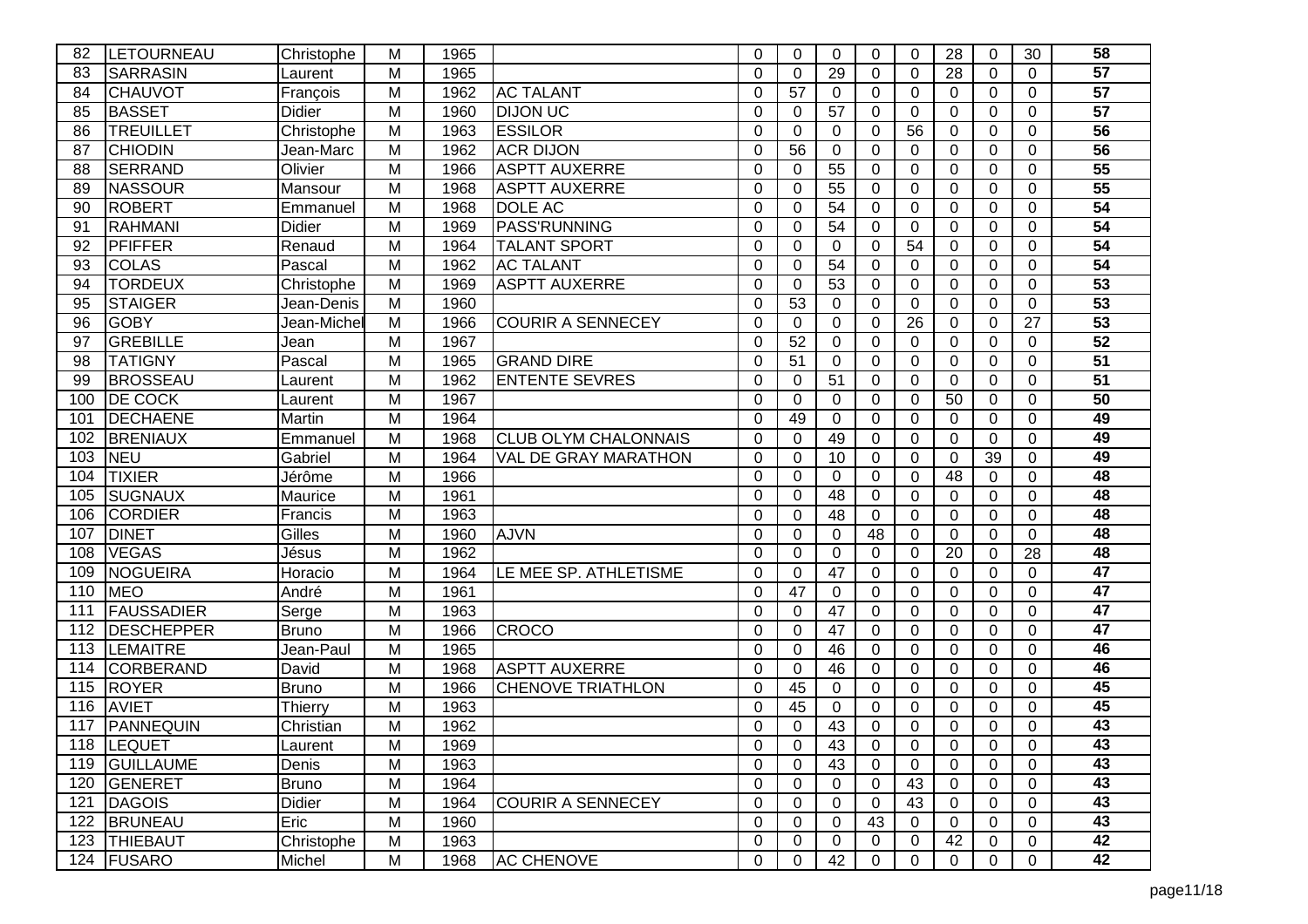| | | | | | | | | | | | | | | |
|---|---|---|---|---|---|---|---|---|---|---|---|---|---|---|
| 82 | LETOURNEAU | Christophe | M | 1965 | | 0 | 0 | 0 | 0 | 0 | 28 | 0 | 30 | 58 |
| 83 | SARRASIN | Laurent | M | 1965 | | 0 | 0 | 29 | 0 | 0 | 28 | 0 | 0 | 57 |
| 84 | CHAUVOT | François | M | 1962 | AC TALANT | 0 | 57 | 0 | 0 | 0 | 0 | 0 | 0 | 57 |
| 85 | BASSET | Didier | M | 1960 | DIJON UC | 0 | 0 | 57 | 0 | 0 | 0 | 0 | 0 | 57 |
| 86 | TREUILLET | Christophe | M | 1963 | ESSILOR | 0 | 0 | 0 | 0 | 56 | 0 | 0 | 0 | 56 |
| 87 | CHIODIN | Jean-Marc | M | 1962 | ACR DIJON | 0 | 56 | 0 | 0 | 0 | 0 | 0 | 0 | 56 |
| 88 | SERRAND | Olivier | M | 1966 | ASPTT AUXERRE | 0 | 0 | 55 | 0 | 0 | 0 | 0 | 0 | 55 |
| 89 | NASSOUR | Mansour | M | 1968 | ASPTT AUXERRE | 0 | 0 | 55 | 0 | 0 | 0 | 0 | 0 | 55 |
| 90 | ROBERT | Emmanuel | M | 1968 | DOLE AC | 0 | 0 | 54 | 0 | 0 | 0 | 0 | 0 | 54 |
| 91 | RAHMANI | Didier | M | 1969 | PASS'RUNNING | 0 | 0 | 54 | 0 | 0 | 0 | 0 | 0 | 54 |
| 92 | PFIFFER | Renaud | M | 1964 | TALANT SPORT | 0 | 0 | 0 | 0 | 54 | 0 | 0 | 0 | 54 |
| 93 | COLAS | Pascal | M | 1962 | AC TALANT | 0 | 0 | 54 | 0 | 0 | 0 | 0 | 0 | 54 |
| 94 | TORDEUX | Christophe | M | 1969 | ASPTT AUXERRE | 0 | 0 | 53 | 0 | 0 | 0 | 0 | 0 | 53 |
| 95 | STAIGER | Jean-Denis | M | 1960 | | 0 | 53 | 0 | 0 | 0 | 0 | 0 | 0 | 53 |
| 96 | GOBY | Jean-Michel | M | 1966 | COURIR A SENNECEY | 0 | 0 | 0 | 0 | 26 | 0 | 0 | 27 | 53 |
| 97 | GREBILLE | Jean | M | 1967 | | 0 | 52 | 0 | 0 | 0 | 0 | 0 | 0 | 52 |
| 98 | TATIGNY | Pascal | M | 1965 | GRAND DIRE | 0 | 51 | 0 | 0 | 0 | 0 | 0 | 0 | 51 |
| 99 | BROSSEAU | Laurent | M | 1962 | ENTENTE SEVRES | 0 | 0 | 51 | 0 | 0 | 0 | 0 | 0 | 51 |
| 100 | DE COCK | Laurent | M | 1967 | | 0 | 0 | 0 | 0 | 0 | 50 | 0 | 0 | 50 |
| 101 | DECHAENE | Martin | M | 1964 | | 0 | 49 | 0 | 0 | 0 | 0 | 0 | 0 | 49 |
| 102 | BRENIAUX | Emmanuel | M | 1968 | CLUB OLYM CHALONNAIS | 0 | 0 | 49 | 0 | 0 | 0 | 0 | 0 | 49 |
| 103 | NEU | Gabriel | M | 1964 | VAL DE GRAY MARATHON | 0 | 0 | 10 | 0 | 0 | 0 | 39 | 0 | 49 |
| 104 | TIXIER | Jérôme | M | 1966 | | 0 | 0 | 0 | 0 | 0 | 48 | 0 | 0 | 48 |
| 105 | SUGNAUX | Maurice | M | 1961 | | 0 | 0 | 48 | 0 | 0 | 0 | 0 | 0 | 48 |
| 106 | CORDIER | Francis | M | 1963 | | 0 | 0 | 48 | 0 | 0 | 0 | 0 | 0 | 48 |
| 107 | DINET | Gilles | M | 1960 | AJVN | 0 | 0 | 0 | 48 | 0 | 0 | 0 | 0 | 48 |
| 108 | VEGAS | Jésus | M | 1962 | | 0 | 0 | 0 | 0 | 0 | 20 | 0 | 28 | 48 |
| 109 | NOGUEIRA | Horacio | M | 1964 | LE MEE SP. ATHLETISME | 0 | 0 | 47 | 0 | 0 | 0 | 0 | 0 | 47 |
| 110 | MEO | André | M | 1961 | | 0 | 47 | 0 | 0 | 0 | 0 | 0 | 0 | 47 |
| 111 | FAUSSADIER | Serge | M | 1963 | | 0 | 0 | 47 | 0 | 0 | 0 | 0 | 0 | 47 |
| 112 | DESCHEPPER | Bruno | M | 1966 | CROCO | 0 | 0 | 47 | 0 | 0 | 0 | 0 | 0 | 47 |
| 113 | LEMAITRE | Jean-Paul | M | 1965 | | 0 | 0 | 46 | 0 | 0 | 0 | 0 | 0 | 46 |
| 114 | CORBERAND | David | M | 1968 | ASPTT AUXERRE | 0 | 0 | 46 | 0 | 0 | 0 | 0 | 0 | 46 |
| 115 | ROYER | Bruno | M | 1966 | CHENOVE TRIATHLON | 0 | 45 | 0 | 0 | 0 | 0 | 0 | 0 | 45 |
| 116 | AVIET | Thierry | M | 1963 | | 0 | 45 | 0 | 0 | 0 | 0 | 0 | 0 | 45 |
| 117 | PANNEQUIN | Christian | M | 1962 | | 0 | 0 | 43 | 0 | 0 | 0 | 0 | 0 | 43 |
| 118 | LEQUET | Laurent | M | 1969 | | 0 | 0 | 43 | 0 | 0 | 0 | 0 | 0 | 43 |
| 119 | GUILLAUME | Denis | M | 1963 | | 0 | 0 | 43 | 0 | 0 | 0 | 0 | 0 | 43 |
| 120 | GENERET | Bruno | M | 1964 | | 0 | 0 | 0 | 0 | 43 | 0 | 0 | 0 | 43 |
| 121 | DAGOIS | Didier | M | 1964 | COURIR A SENNECEY | 0 | 0 | 0 | 0 | 43 | 0 | 0 | 0 | 43 |
| 122 | BRUNEAU | Eric | M | 1960 | | 0 | 0 | 0 | 43 | 0 | 0 | 0 | 0 | 43 |
| 123 | THIEBAUT | Christophe | M | 1963 | | 0 | 0 | 0 | 0 | 0 | 42 | 0 | 0 | 42 |
| 124 | FUSARO | Michel | M | 1968 | AC CHENOVE | 0 | 0 | 42 | 0 | 0 | 0 | 0 | 0 | 42 |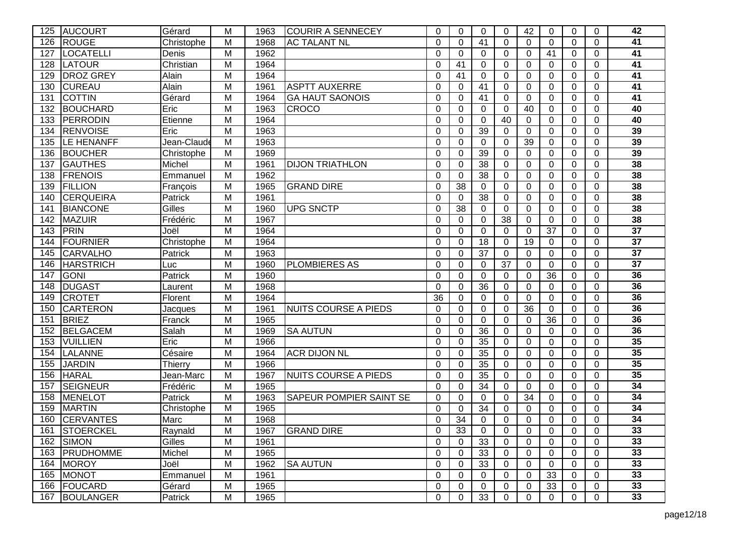| 125 | AUCOURT | Gérard | M | 1963 | COURIR A SENNECEY | 0 | 0 | 0 | 0 | 42 | 0 | 0 | 0 | 42 |
|---|---|---|---|---|---|---|---|---|---|---|---|---|---|---|
| 126 | ROUGE | Christophe | M | 1968 | AC TALANT NL | 0 | 0 | 41 | 0 | 0 | 0 | 0 | 0 | 41 |
| 127 | LOCATELLI | Denis | M | 1962 | | 0 | 0 | 0 | 0 | 0 | 41 | 0 | 0 | 41 |
| 128 | LATOUR | Christian | M | 1964 | | 0 | 41 | 0 | 0 | 0 | 0 | 0 | 0 | 41 |
| 129 | DROZ GREY | Alain | M | 1964 | | 0 | 41 | 0 | 0 | 0 | 0 | 0 | 0 | 41 |
| 130 | CUREAU | Alain | M | 1961 | ASPTT AUXERRE | 0 | 0 | 41 | 0 | 0 | 0 | 0 | 0 | 41 |
| 131 | COTTIN | Gérard | M | 1964 | GA HAUT SAONOIS | 0 | 0 | 41 | 0 | 0 | 0 | 0 | 0 | 41 |
| 132 | BOUCHARD | Eric | M | 1963 | CROCO | 0 | 0 | 0 | 0 | 40 | 0 | 0 | 0 | 40 |
| 133 | PERRODIN | Etienne | M | 1964 | | 0 | 0 | 0 | 40 | 0 | 0 | 0 | 0 | 40 |
| 134 | RENVOISE | Eric | M | 1963 | | 0 | 0 | 39 | 0 | 0 | 0 | 0 | 0 | 39 |
| 135 | LE HENANFF | Jean-Claude | M | 1963 | | 0 | 0 | 0 | 0 | 39 | 0 | 0 | 0 | 39 |
| 136 | BOUCHER | Christophe | M | 1969 | | 0 | 0 | 39 | 0 | 0 | 0 | 0 | 0 | 39 |
| 137 | GAUTHES | Michel | M | 1961 | DIJON TRIATHLON | 0 | 0 | 38 | 0 | 0 | 0 | 0 | 0 | 38 |
| 138 | FRENOIS | Emmanuel | M | 1962 | | 0 | 0 | 38 | 0 | 0 | 0 | 0 | 0 | 38 |
| 139 | FILLION | François | M | 1965 | GRAND DIRE | 0 | 38 | 0 | 0 | 0 | 0 | 0 | 0 | 38 |
| 140 | CERQUEIRA | Patrick | M | 1961 | | 0 | 0 | 38 | 0 | 0 | 0 | 0 | 0 | 38 |
| 141 | BIANCONE | Gilles | M | 1960 | UPG SNCTP | 0 | 38 | 0 | 0 | 0 | 0 | 0 | 0 | 38 |
| 142 | MAZUIR | Frédéric | M | 1967 | | 0 | 0 | 0 | 38 | 0 | 0 | 0 | 0 | 38 |
| 143 | PRIN | Joël | M | 1964 | | 0 | 0 | 0 | 0 | 0 | 37 | 0 | 0 | 37 |
| 144 | FOURNIER | Christophe | M | 1964 | | 0 | 0 | 18 | 0 | 19 | 0 | 0 | 0 | 37 |
| 145 | CARVALHO | Patrick | M | 1963 | | 0 | 0 | 37 | 0 | 0 | 0 | 0 | 0 | 37 |
| 146 | HARSTRICH | Luc | M | 1960 | PLOMBIERES AS | 0 | 0 | 0 | 37 | 0 | 0 | 0 | 0 | 37 |
| 147 | GONI | Patrick | M | 1960 | | 0 | 0 | 0 | 0 | 0 | 36 | 0 | 0 | 36 |
| 148 | DUGAST | Laurent | M | 1968 | | 0 | 0 | 36 | 0 | 0 | 0 | 0 | 0 | 36 |
| 149 | CROTET | Florent | M | 1964 | | 36 | 0 | 0 | 0 | 0 | 0 | 0 | 0 | 36 |
| 150 | CARTERON | Jacques | M | 1961 | NUITS COURSE A PIEDS | 0 | 0 | 0 | 0 | 36 | 0 | 0 | 0 | 36 |
| 151 | BRIEZ | Franck | M | 1965 | | 0 | 0 | 0 | 0 | 0 | 36 | 0 | 0 | 36 |
| 152 | BELGACEM | Salah | M | 1969 | SA AUTUN | 0 | 0 | 36 | 0 | 0 | 0 | 0 | 0 | 36 |
| 153 | VUILLIEN | Eric | M | 1966 | | 0 | 0 | 35 | 0 | 0 | 0 | 0 | 0 | 35 |
| 154 | LALANNE | Césaire | M | 1964 | ACR DIJON NL | 0 | 0 | 35 | 0 | 0 | 0 | 0 | 0 | 35 |
| 155 | JARDIN | Thierry | M | 1966 | | 0 | 0 | 35 | 0 | 0 | 0 | 0 | 0 | 35 |
| 156 | HARAL | Jean-Marc | M | 1967 | NUITS COURSE A PIEDS | 0 | 0 | 35 | 0 | 0 | 0 | 0 | 0 | 35 |
| 157 | SEIGNEUR | Frédéric | M | 1965 | | 0 | 0 | 34 | 0 | 0 | 0 | 0 | 0 | 34 |
| 158 | MENELOT | Patrick | M | 1963 | SAPEUR POMPIER SAINT SE | 0 | 0 | 0 | 0 | 34 | 0 | 0 | 0 | 34 |
| 159 | MARTIN | Christophe | M | 1965 | | 0 | 0 | 34 | 0 | 0 | 0 | 0 | 0 | 34 |
| 160 | CERVANTES | Marc | M | 1968 | | 0 | 34 | 0 | 0 | 0 | 0 | 0 | 0 | 34 |
| 161 | STOERCKEL | Raynald | M | 1967 | GRAND DIRE | 0 | 33 | 0 | 0 | 0 | 0 | 0 | 0 | 33 |
| 162 | SIMON | Gilles | M | 1961 | | 0 | 0 | 33 | 0 | 0 | 0 | 0 | 0 | 33 |
| 163 | PRUDHOMME | Michel | M | 1965 | | 0 | 0 | 33 | 0 | 0 | 0 | 0 | 0 | 33 |
| 164 | MOROY | Joël | M | 1962 | SA AUTUN | 0 | 0 | 33 | 0 | 0 | 0 | 0 | 0 | 33 |
| 165 | MONOT | Emmanuel | M | 1961 | | 0 | 0 | 0 | 0 | 0 | 33 | 0 | 0 | 33 |
| 166 | FOUCARD | Gérard | M | 1965 | | 0 | 0 | 0 | 0 | 0 | 33 | 0 | 0 | 33 |
| 167 | BOULANGER | Patrick | M | 1965 | | 0 | 0 | 33 | 0 | 0 | 0 | 0 | 0 | 33 |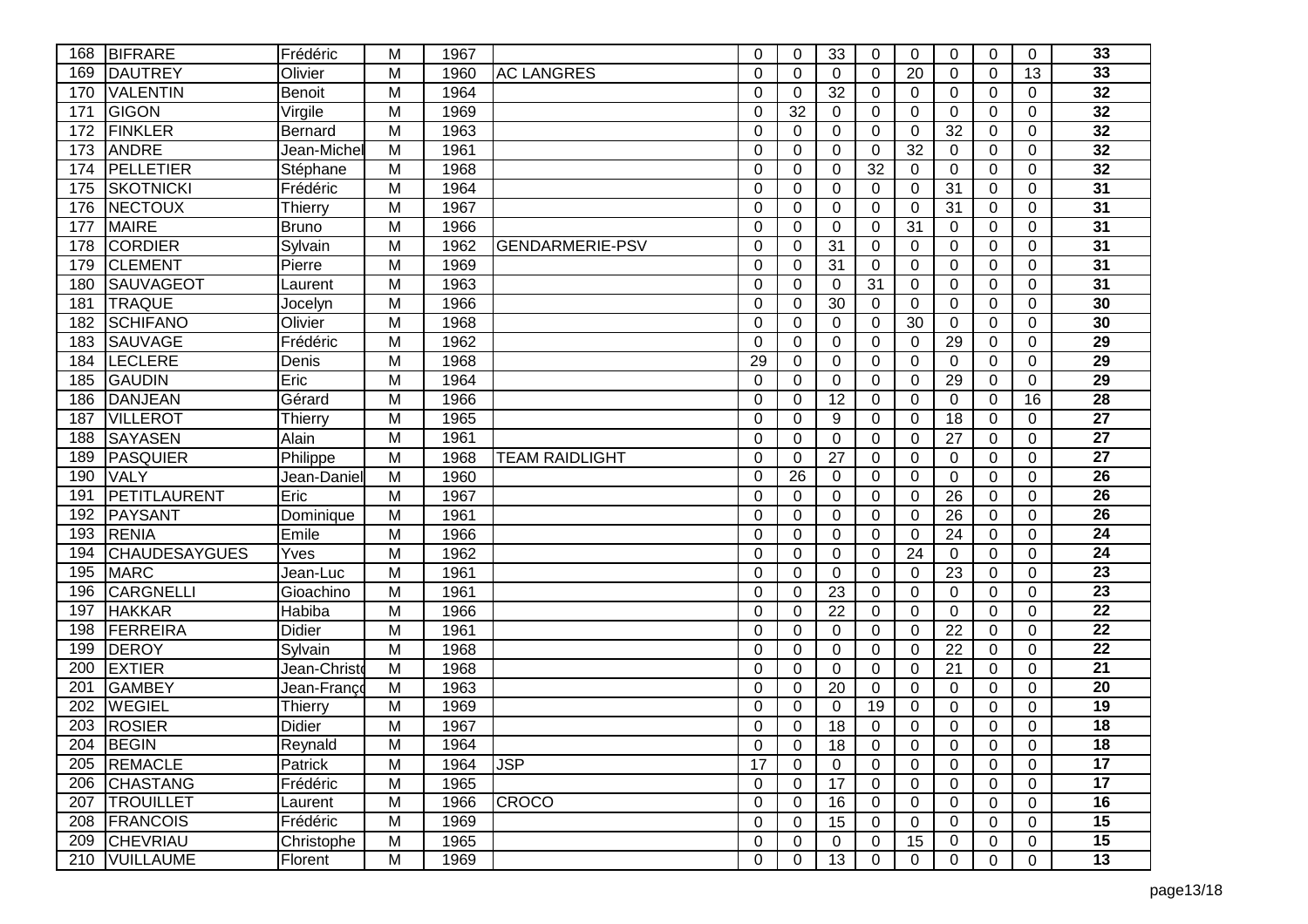| | | | | | | | | | | | | | | |
|---|---|---|---|---|---|---|---|---|---|---|---|---|---|---|
| 168 | BIFRARE | Frédéric | M | 1967 | | 0 | 0 | 33 | 0 | 0 | 0 | 0 | 0 | **33** |
| 169 | DAUTREY | Olivier | M | 1960 | AC LANGRES | 0 | 0 | 0 | 0 | 20 | 0 | 0 | 13 | **33** |
| 170 | VALENTIN | Benoit | M | 1964 | | 0 | 0 | 32 | 0 | 0 | 0 | 0 | 0 | **32** |
| 171 | GIGON | Virgile | M | 1969 | | 0 | 32 | 0 | 0 | 0 | 0 | 0 | 0 | **32** |
| 172 | FINKLER | Bernard | M | 1963 | | 0 | 0 | 0 | 0 | 0 | 32 | 0 | 0 | **32** |
| 173 | ANDRE | Jean-Michel | M | 1961 | | 0 | 0 | 0 | 0 | 32 | 0 | 0 | 0 | **32** |
| 174 | PELLETIER | Stéphane | M | 1968 | | 0 | 0 | 0 | 32 | 0 | 0 | 0 | 0 | **32** |
| 175 | SKOTNICKI | Frédéric | M | 1964 | | 0 | 0 | 0 | 0 | 0 | 31 | 0 | 0 | **31** |
| 176 | NECTOUX | Thierry | M | 1967 | | 0 | 0 | 0 | 0 | 0 | 31 | 0 | 0 | **31** |
| 177 | MAIRE | Bruno | M | 1966 | | 0 | 0 | 0 | 0 | 31 | 0 | 0 | 0 | **31** |
| 178 | CORDIER | Sylvain | M | 1962 | GENDARMERIE-PSV | 0 | 0 | 31 | 0 | 0 | 0 | 0 | 0 | **31** |
| 179 | CLEMENT | Pierre | M | 1969 | | 0 | 0 | 31 | 0 | 0 | 0 | 0 | 0 | **31** |
| 180 | SAUVAGEOT | Laurent | M | 1963 | | 0 | 0 | 0 | 31 | 0 | 0 | 0 | 0 | **31** |
| 181 | TRAQUE | Jocelyn | M | 1966 | | 0 | 0 | 30 | 0 | 0 | 0 | 0 | 0 | **30** |
| 182 | SCHIFANO | Olivier | M | 1968 | | 0 | 0 | 0 | 0 | 30 | 0 | 0 | 0 | **30** |
| 183 | SAUVAGE | Frédéric | M | 1962 | | 0 | 0 | 0 | 0 | 0 | 29 | 0 | 0 | **29** |
| 184 | LECLERE | Denis | M | 1968 | | 29 | 0 | 0 | 0 | 0 | 0 | 0 | 0 | **29** |
| 185 | GAUDIN | Eric | M | 1964 | | 0 | 0 | 0 | 0 | 0 | 29 | 0 | 0 | **29** |
| 186 | DANJEAN | Gérard | M | 1966 | | 0 | 0 | 12 | 0 | 0 | 0 | 0 | 16 | **28** |
| 187 | VILLEROT | Thierry | M | 1965 | | 0 | 0 | 9 | 0 | 0 | 18 | 0 | 0 | **27** |
| 188 | SAYASEN | Alain | M | 1961 | | 0 | 0 | 0 | 0 | 0 | 27 | 0 | 0 | **27** |
| 189 | PASQUIER | Philippe | M | 1968 | TEAM RAIDLIGHT | 0 | 0 | 27 | 0 | 0 | 0 | 0 | 0 | **27** |
| 190 | VALY | Jean-Daniel | M | 1960 | | 0 | 26 | 0 | 0 | 0 | 0 | 0 | 0 | **26** |
| 191 | PETITLAURENT | Eric | M | 1967 | | 0 | 0 | 0 | 0 | 0 | 26 | 0 | 0 | **26** |
| 192 | PAYSANT | Dominique | M | 1961 | | 0 | 0 | 0 | 0 | 0 | 26 | 0 | 0 | **26** |
| 193 | RENIA | Emile | M | 1966 | | 0 | 0 | 0 | 0 | 0 | 24 | 0 | 0 | **24** |
| 194 | CHAUDESAYGUES | Yves | M | 1962 | | 0 | 0 | 0 | 0 | 24 | 0 | 0 | 0 | **24** |
| 195 | MARC | Jean-Luc | M | 1961 | | 0 | 0 | 0 | 0 | 0 | 23 | 0 | 0 | **23** |
| 196 | CARGNELLI | Gioachino | M | 1961 | | 0 | 0 | 23 | 0 | 0 | 0 | 0 | 0 | **23** |
| 197 | HAKKAR | Habiba | M | 1966 | | 0 | 0 | 22 | 0 | 0 | 0 | 0 | 0 | **22** |
| 198 | FERREIRA | Didier | M | 1961 | | 0 | 0 | 0 | 0 | 0 | 22 | 0 | 0 | **22** |
| 199 | DEROY | Sylvain | M | 1968 | | 0 | 0 | 0 | 0 | 0 | 22 | 0 | 0 | **22** |
| 200 | EXTIER | Jean-Christo | M | 1968 | | 0 | 0 | 0 | 0 | 0 | 21 | 0 | 0 | **21** |
| 201 | GAMBEY | Jean-Franço | M | 1963 | | 0 | 0 | 20 | 0 | 0 | 0 | 0 | 0 | **20** |
| 202 | WEGIEL | Thierry | M | 1969 | | 0 | 0 | 0 | 19 | 0 | 0 | 0 | 0 | **19** |
| 203 | ROSIER | Didier | M | 1967 | | 0 | 0 | 18 | 0 | 0 | 0 | 0 | 0 | **18** |
| 204 | BEGIN | Reynald | M | 1964 | | 0 | 0 | 18 | 0 | 0 | 0 | 0 | 0 | **18** |
| 205 | REMACLE | Patrick | M | 1964 | JSP | 17 | 0 | 0 | 0 | 0 | 0 | 0 | 0 | **17** |
| 206 | CHASTANG | Frédéric | M | 1965 | | 0 | 0 | 17 | 0 | 0 | 0 | 0 | 0 | **17** |
| 207 | TROUILLET | Laurent | M | 1966 | CROCO | 0 | 0 | 16 | 0 | 0 | 0 | 0 | 0 | **16** |
| 208 | FRANCOIS | Frédéric | M | 1969 | | 0 | 0 | 15 | 0 | 0 | 0 | 0 | 0 | **15** |
| 209 | CHEVRIAU | Christophe | M | 1965 | | 0 | 0 | 0 | 0 | 15 | 0 | 0 | 0 | **15** |
| 210 | VUILLAUME | Florent | M | 1969 | | 0 | 0 | 13 | 0 | 0 | 0 | 0 | 0 | **13** |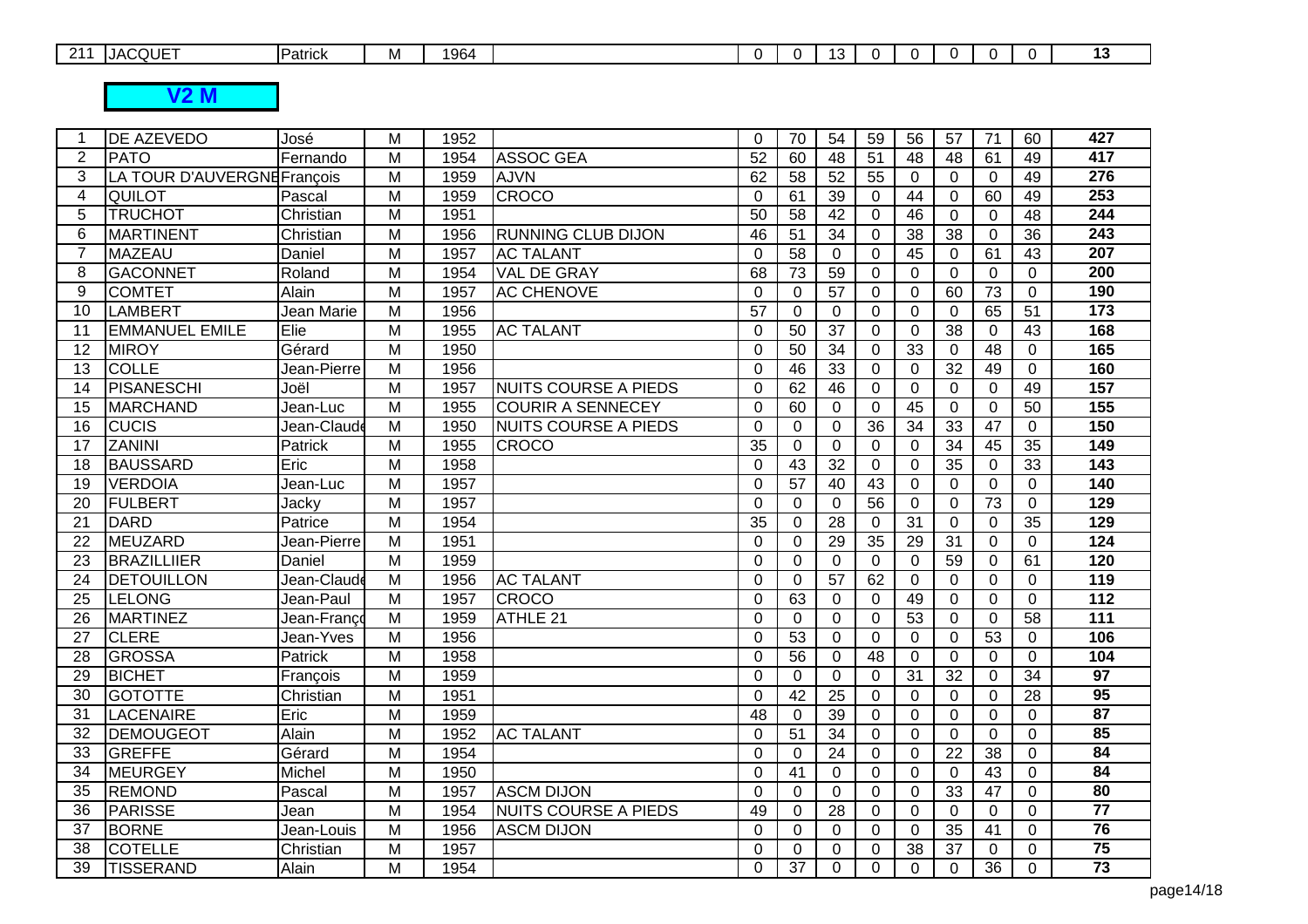| 211 | JACQUET | Patrick | M | 1964 | | 0 | 0 | 13 | 0 | 0 | 0 | 0 | 0 | 13 |
|---|---|---|---|---|---|---|---|---|---|---|---|---|---|---|

## V2 M

| | | | | | | | | | | | | | | |
|---|---|---|---|---|---|---|---|---|---|---|---|---|---|---|
| 1 | DE AZEVEDO | José | M | 1952 | | 0 | 70 | 54 | 59 | 56 | 57 | 71 | 60 | **427** |
| 2 | PATO | Fernando | M | 1954 | ASSOC GEA | 52 | 60 | 48 | 51 | 48 | 48 | 61 | 49 | **417** |
| 3 | LA TOUR D'AUVERGNE | François | M | 1959 | AJVN | 62 | 58 | 52 | 55 | 0 | 0 | 0 | 49 | **276** |
| 4 | QUILOT | Pascal | M | 1959 | CROCO | 0 | 61 | 39 | 0 | 44 | 0 | 60 | 49 | **253** |
| 5 | TRUCHOT | Christian | M | 1951 | | 50 | 58 | 42 | 0 | 46 | 0 | 0 | 48 | **244** |
| 6 | MARTINENT | Christian | M | 1956 | RUNNING CLUB DIJON | 46 | 51 | 34 | 0 | 38 | 38 | 0 | 36 | **243** |
| 7 | MAZEAU | Daniel | M | 1957 | AC TALANT | 0 | 58 | 0 | 0 | 45 | 0 | 61 | 43 | **207** |
| 8 | GACONNET | Roland | M | 1954 | VAL DE GRAY | 68 | 73 | 59 | 0 | 0 | 0 | 0 | 0 | **200** |
| 9 | COMTET | Alain | M | 1957 | AC CHENOVE | 0 | 0 | 57 | 0 | 0 | 60 | 73 | 0 | **190** |
| 10 | LAMBERT | Jean Marie | M | 1956 | | 57 | 0 | 0 | 0 | 0 | 0 | 65 | 51 | **173** |
| 11 | EMMANUEL EMILE | Elie | M | 1955 | AC TALANT | 0 | 50 | 37 | 0 | 0 | 38 | 0 | 43 | **168** |
| 12 | MIROY | Gérard | M | 1950 | | 0 | 50 | 34 | 0 | 33 | 0 | 48 | 0 | **165** |
| 13 | COLLE | Jean-Pierre | M | 1956 | | 0 | 46 | 33 | 0 | 0 | 32 | 49 | 0 | **160** |
| 14 | PISANESCHI | Joël | M | 1957 | NUITS COURSE A PIEDS | 0 | 62 | 46 | 0 | 0 | 0 | 0 | 49 | **157** |
| 15 | MARCHAND | Jean-Luc | M | 1955 | COURIR A SENNECEY | 0 | 60 | 0 | 0 | 45 | 0 | 0 | 50 | **155** |
| 16 | CUCIS | Jean-Claude | M | 1950 | NUITS COURSE A PIEDS | 0 | 0 | 0 | 36 | 34 | 33 | 47 | 0 | **150** |
| 17 | ZANINI | Patrick | M | 1955 | CROCO | 35 | 0 | 0 | 0 | 0 | 34 | 45 | 35 | **149** |
| 18 | BAUSSARD | Eric | M | 1958 | | 0 | 43 | 32 | 0 | 0 | 35 | 0 | 33 | **143** |
| 19 | VERDOIA | Jean-Luc | M | 1957 | | 0 | 57 | 40 | 43 | 0 | 0 | 0 | 0 | **140** |
| 20 | FULBERT | Jacky | M | 1957 | | 0 | 0 | 0 | 56 | 0 | 0 | 73 | 0 | **129** |
| 21 | DARD | Patrice | M | 1954 | | 35 | 0 | 28 | 0 | 31 | 0 | 0 | 35 | **129** |
| 22 | MEUZARD | Jean-Pierre | M | 1951 | | 0 | 0 | 29 | 35 | 29 | 31 | 0 | 0 | **124** |
| 23 | BRAZILLIIER | Daniel | M | 1959 | | 0 | 0 | 0 | 0 | 0 | 59 | 0 | 61 | **120** |
| 24 | DETOUILLON | Jean-Claude | M | 1956 | AC TALANT | 0 | 0 | 57 | 62 | 0 | 0 | 0 | 0 | **119** |
| 25 | LELONG | Jean-Paul | M | 1957 | CROCO | 0 | 63 | 0 | 0 | 49 | 0 | 0 | 0 | **112** |
| 26 | MARTINEZ | Jean-François | M | 1959 | ATHLE 21 | 0 | 0 | 0 | 0 | 53 | 0 | 0 | 58 | **111** |
| 27 | CLERE | Jean-Yves | M | 1956 | | 0 | 53 | 0 | 0 | 0 | 0 | 53 | 0 | **106** |
| 28 | GROSSA | Patrick | M | 1958 | | 0 | 56 | 0 | 48 | 0 | 0 | 0 | 0 | **104** |
| 29 | BICHET | François | M | 1959 | | 0 | 0 | 0 | 0 | 31 | 32 | 0 | 34 | **97** |
| 30 | GOTOTTE | Christian | M | 1951 | | 0 | 42 | 25 | 0 | 0 | 0 | 0 | 28 | **95** |
| 31 | LACENAIRE | Eric | M | 1959 | | 48 | 0 | 39 | 0 | 0 | 0 | 0 | 0 | **87** |
| 32 | DEMOUGEOT | Alain | M | 1952 | AC TALANT | 0 | 51 | 34 | 0 | 0 | 0 | 0 | 0 | **85** |
| 33 | GREFFE | Gérard | M | 1954 | | 0 | 0 | 24 | 0 | 0 | 22 | 38 | 0 | **84** |
| 34 | MEURGEY | Michel | M | 1950 | | 0 | 41 | 0 | 0 | 0 | 0 | 43 | 0 | **84** |
| 35 | REMOND | Pascal | M | 1957 | ASCM DIJON | 0 | 0 | 0 | 0 | 0 | 33 | 47 | 0 | **80** |
| 36 | PARISSE | Jean | M | 1954 | NUITS COURSE A PIEDS | 49 | 0 | 28 | 0 | 0 | 0 | 0 | 0 | **77** |
| 37 | BORNE | Jean-Louis | M | 1956 | ASCM DIJON | 0 | 0 | 0 | 0 | 0 | 35 | 41 | 0 | **76** |
| 38 | COTELLE | Christian | M | 1957 | | 0 | 0 | 0 | 0 | 38 | 37 | 0 | 0 | **75** |
| 39 | TISSERAND | Alain | M | 1954 | | 0 | 37 | 0 | 0 | 0 | 0 | 36 | 0 | **73** |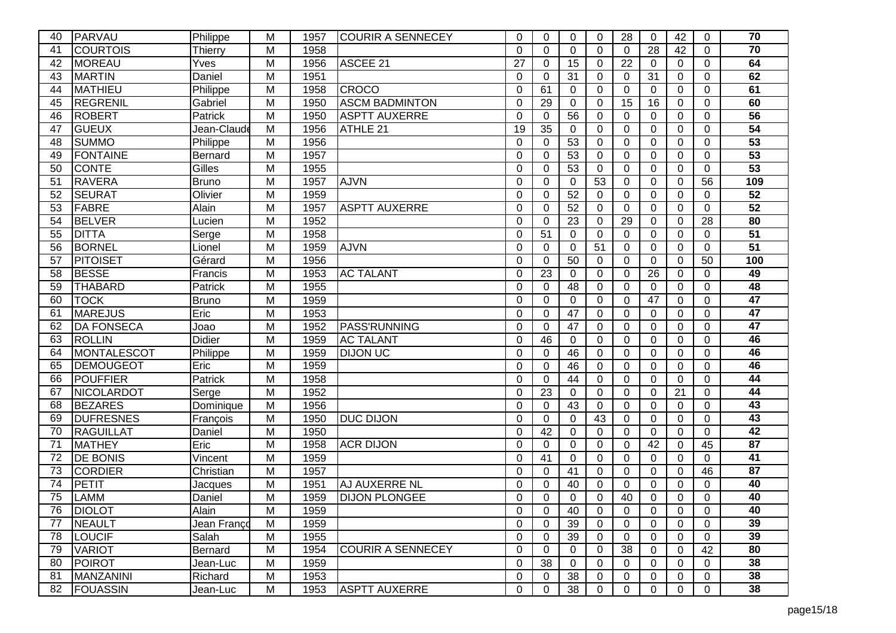| 40 | PARVAU | Philippe | M | 1957 | COURIR A SENNECEY | 0 | 0 | 0 | 0 | 28 | 0 | 42 | 0 | 70 |
|---|---|---|---|---|---|---|---|---|---|---|---|---|---|---|
| 41 | COURTOIS | Thierry | M | 1958 | | 0 | 0 | 0 | 0 | 0 | 28 | 42 | 0 | 70 |
| 42 | MOREAU | Yves | M | 1956 | ASCEE 21 | 27 | 0 | 15 | 0 | 22 | 0 | 0 | 0 | 64 |
| 43 | MARTIN | Daniel | M | 1951 | | 0 | 0 | 31 | 0 | 0 | 31 | 0 | 0 | 62 |
| 44 | MATHIEU | Philippe | M | 1958 | CROCO | 0 | 61 | 0 | 0 | 0 | 0 | 0 | 0 | 61 |
| 45 | REGRENIL | Gabriel | M | 1950 | ASCM BADMINTON | 0 | 29 | 0 | 0 | 15 | 16 | 0 | 0 | 60 |
| 46 | ROBERT | Patrick | M | 1950 | ASPTT AUXERRE | 0 | 0 | 56 | 0 | 0 | 0 | 0 | 0 | 56 |
| 47 | GUEUX | Jean-Claude | M | 1956 | ATHLE 21 | 19 | 35 | 0 | 0 | 0 | 0 | 0 | 0 | 54 |
| 48 | SUMMO | Philippe | M | 1956 | | 0 | 0 | 53 | 0 | 0 | 0 | 0 | 0 | 53 |
| 49 | FONTAINE | Bernard | M | 1957 | | 0 | 0 | 53 | 0 | 0 | 0 | 0 | 0 | 53 |
| 50 | CONTE | Gilles | M | 1955 | | 0 | 0 | 53 | 0 | 0 | 0 | 0 | 0 | 53 |
| 51 | RAVERA | Bruno | M | 1957 | AJVN | 0 | 0 | 0 | 53 | 0 | 0 | 0 | 56 | 109 |
| 52 | SEURAT | Olivier | M | 1959 | | 0 | 0 | 52 | 0 | 0 | 0 | 0 | 0 | 52 |
| 53 | FABRE | Alain | M | 1957 | ASPTT AUXERRE | 0 | 0 | 52 | 0 | 0 | 0 | 0 | 0 | 52 |
| 54 | BELVER | Lucien | M | 1952 | | 0 | 0 | 23 | 0 | 29 | 0 | 0 | 28 | 80 |
| 55 | DITTA | Serge | M | 1958 | | 0 | 51 | 0 | 0 | 0 | 0 | 0 | 0 | 51 |
| 56 | BORNEL | Lionel | M | 1959 | AJVN | 0 | 0 | 0 | 51 | 0 | 0 | 0 | 0 | 51 |
| 57 | PITOISET | Gérard | M | 1956 | | 0 | 0 | 50 | 0 | 0 | 0 | 0 | 50 | 100 |
| 58 | BESSE | Francis | M | 1953 | AC TALANT | 0 | 23 | 0 | 0 | 0 | 26 | 0 | 0 | 49 |
| 59 | THABARD | Patrick | M | 1955 | | 0 | 0 | 48 | 0 | 0 | 0 | 0 | 0 | 48 |
| 60 | TOCK | Bruno | M | 1959 | | 0 | 0 | 0 | 0 | 0 | 47 | 0 | 0 | 47 |
| 61 | MAREJUS | Eric | M | 1953 | | 0 | 0 | 47 | 0 | 0 | 0 | 0 | 0 | 47 |
| 62 | DA FONSECA | Joao | M | 1952 | PASS'RUNNING | 0 | 0 | 47 | 0 | 0 | 0 | 0 | 0 | 47 |
| 63 | ROLLIN | Didier | M | 1959 | AC TALANT | 0 | 46 | 0 | 0 | 0 | 0 | 0 | 0 | 46 |
| 64 | MONTALESCOT | Philippe | M | 1959 | DIJON UC | 0 | 0 | 46 | 0 | 0 | 0 | 0 | 0 | 46 |
| 65 | DEMOUGEOT | Eric | M | 1959 | | 0 | 0 | 46 | 0 | 0 | 0 | 0 | 0 | 46 |
| 66 | POUFFIER | Patrick | M | 1958 | | 0 | 0 | 44 | 0 | 0 | 0 | 0 | 0 | 44 |
| 67 | NICOLARDOT | Serge | M | 1952 | | 0 | 23 | 0 | 0 | 0 | 0 | 21 | 0 | 44 |
| 68 | BEZARES | Dominique | M | 1956 | | 0 | 0 | 43 | 0 | 0 | 0 | 0 | 0 | 43 |
| 69 | DUFRESNES | François | M | 1950 | DUC DIJON | 0 | 0 | 0 | 43 | 0 | 0 | 0 | 0 | 43 |
| 70 | RAGUILLAT | Daniel | M | 1950 | | 0 | 42 | 0 | 0 | 0 | 0 | 0 | 0 | 42 |
| 71 | MATHEY | Eric | M | 1958 | ACR DIJON | 0 | 0 | 0 | 0 | 0 | 42 | 0 | 45 | 87 |
| 72 | DE BONIS | Vincent | M | 1959 | | 0 | 41 | 0 | 0 | 0 | 0 | 0 | 0 | 41 |
| 73 | CORDIER | Christian | M | 1957 | | 0 | 0 | 41 | 0 | 0 | 0 | 0 | 46 | 87 |
| 74 | PETIT | Jacques | M | 1951 | AJ AUXERRE NL | 0 | 0 | 40 | 0 | 0 | 0 | 0 | 0 | 40 |
| 75 | LAMM | Daniel | M | 1959 | DIJON PLONGEE | 0 | 0 | 0 | 0 | 40 | 0 | 0 | 0 | 40 |
| 76 | DIOLOT | Alain | M | 1959 | | 0 | 0 | 40 | 0 | 0 | 0 | 0 | 0 | 40 |
| 77 | NEAULT | Jean Françoi | M | 1959 | | 0 | 0 | 39 | 0 | 0 | 0 | 0 | 0 | 39 |
| 78 | LOUCIF | Salah | M | 1955 | | 0 | 0 | 39 | 0 | 0 | 0 | 0 | 0 | 39 |
| 79 | VARIOT | Bernard | M | 1954 | COURIR A SENNECEY | 0 | 0 | 0 | 0 | 38 | 0 | 0 | 42 | 80 |
| 80 | POIROT | Jean-Luc | M | 1959 | | 0 | 38 | 0 | 0 | 0 | 0 | 0 | 0 | 38 |
| 81 | MANZANINI | Richard | M | 1953 | | 0 | 0 | 38 | 0 | 0 | 0 | 0 | 0 | 38 |
| 82 | FOUASSIN | Jean-Luc | M | 1953 | ASPTT AUXERRE | 0 | 0 | 38 | 0 | 0 | 0 | 0 | 0 | 38 |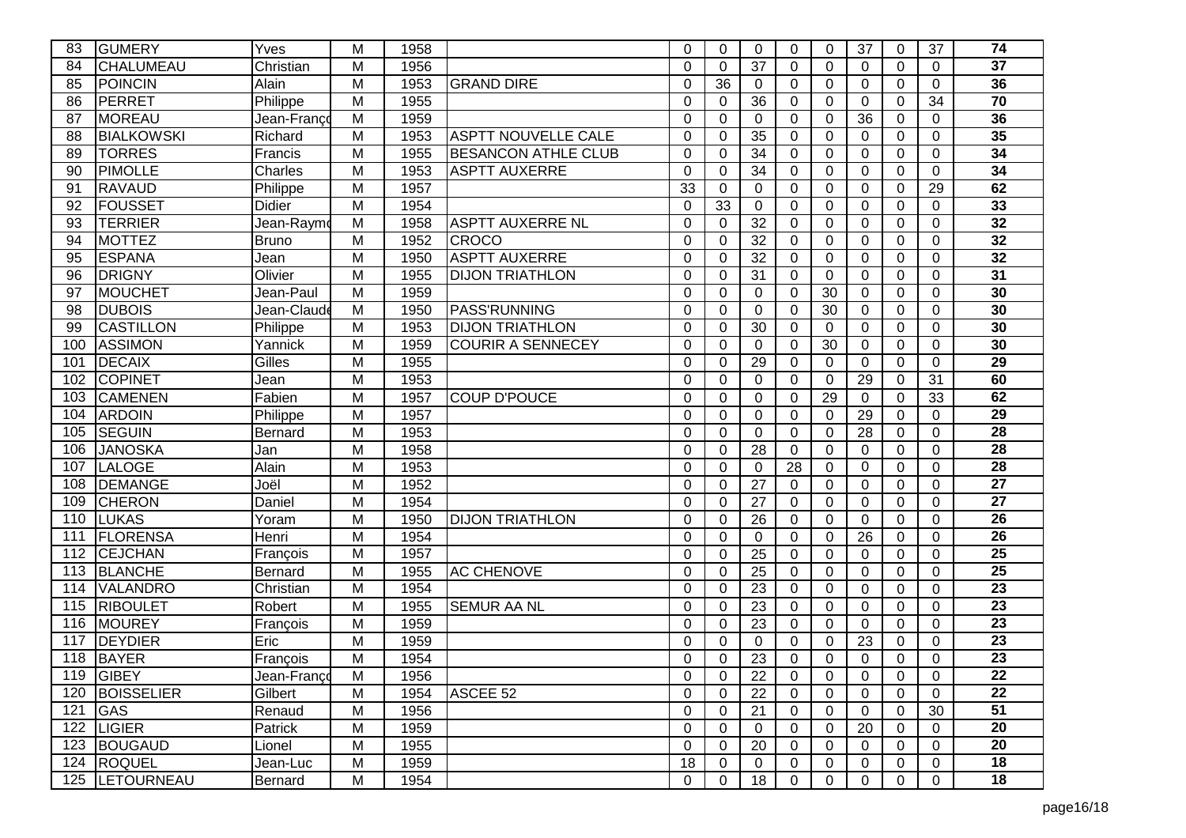| 83 | GUMERY | Yves | M | 1958 | | 0 | 0 | 0 | 0 | 0 | 37 | 0 | 37 | 74 |
|---|---|---|---|---|---|---|---|---|---|---|---|---|---|---|
| 84 | CHALUMEAU | Christian | M | 1956 | | 0 | 0 | 37 | 0 | 0 | 0 | 0 | 0 | 37 |
| 85 | POINCIN | Alain | M | 1953 | GRAND DIRE | 0 | 36 | 0 | 0 | 0 | 0 | 0 | 0 | 36 |
| 86 | PERRET | Philippe | M | 1955 | | 0 | 0 | 36 | 0 | 0 | 0 | 0 | 34 | 70 |
| 87 | MOREAU | Jean-Françc | M | 1959 | | 0 | 0 | 0 | 0 | 0 | 36 | 0 | 0 | 36 |
| 88 | BIALKOWSKI | Richard | M | 1953 | ASPTT NOUVELLE CALE | 0 | 0 | 35 | 0 | 0 | 0 | 0 | 0 | 35 |
| 89 | TORRES | Francis | M | 1955 | BESANCON ATHLE CLUB | 0 | 0 | 34 | 0 | 0 | 0 | 0 | 0 | 34 |
| 90 | PIMOLLE | Charles | M | 1953 | ASPTT AUXERRE | 0 | 0 | 34 | 0 | 0 | 0 | 0 | 0 | 34 |
| 91 | RAVAUD | Philippe | M | 1957 | | 33 | 0 | 0 | 0 | 0 | 0 | 0 | 29 | 62 |
| 92 | FOUSSET | Didier | M | 1954 | | 0 | 33 | 0 | 0 | 0 | 0 | 0 | 0 | 33 |
| 93 | TERRIER | Jean-Raymo | M | 1958 | ASPTT AUXERRE NL | 0 | 0 | 32 | 0 | 0 | 0 | 0 | 0 | 32 |
| 94 | MOTTEZ | Bruno | M | 1952 | CROCO | 0 | 0 | 32 | 0 | 0 | 0 | 0 | 0 | 32 |
| 95 | ESPANA | Jean | M | 1950 | ASPTT AUXERRE | 0 | 0 | 32 | 0 | 0 | 0 | 0 | 0 | 32 |
| 96 | DRIGNY | Olivier | M | 1955 | DIJON TRIATHLON | 0 | 0 | 31 | 0 | 0 | 0 | 0 | 0 | 31 |
| 97 | MOUCHET | Jean-Paul | M | 1959 | | 0 | 0 | 0 | 0 | 30 | 0 | 0 | 0 | 30 |
| 98 | DUBOIS | Jean-Claude | M | 1950 | PASS'RUNNING | 0 | 0 | 0 | 0 | 30 | 0 | 0 | 0 | 30 |
| 99 | CASTILLON | Philippe | M | 1953 | DIJON TRIATHLON | 0 | 0 | 30 | 0 | 0 | 0 | 0 | 0 | 30 |
| 100 | ASSIMON | Yannick | M | 1959 | COURIR A SENNECEY | 0 | 0 | 0 | 0 | 30 | 0 | 0 | 0 | 30 |
| 101 | DECAIX | Gilles | M | 1955 | | 0 | 0 | 29 | 0 | 0 | 0 | 0 | 0 | 29 |
| 102 | COPINET | Jean | M | 1953 | | 0 | 0 | 0 | 0 | 0 | 29 | 0 | 31 | 60 |
| 103 | CAMENEN | Fabien | M | 1957 | COUP D'POUCE | 0 | 0 | 0 | 0 | 29 | 0 | 0 | 33 | 62 |
| 104 | ARDOIN | Philippe | M | 1957 | | 0 | 0 | 0 | 0 | 0 | 29 | 0 | 0 | 29 |
| 105 | SEGUIN | Bernard | M | 1953 | | 0 | 0 | 0 | 0 | 0 | 28 | 0 | 0 | 28 |
| 106 | JANOSKA | Jan | M | 1958 | | 0 | 0 | 28 | 0 | 0 | 0 | 0 | 0 | 28 |
| 107 | LALOGE | Alain | M | 1953 | | 0 | 0 | 0 | 28 | 0 | 0 | 0 | 0 | 28 |
| 108 | DEMANGE | Joël | M | 1952 | | 0 | 0 | 27 | 0 | 0 | 0 | 0 | 0 | 27 |
| 109 | CHERON | Daniel | M | 1954 | | 0 | 0 | 27 | 0 | 0 | 0 | 0 | 0 | 27 |
| 110 | LUKAS | Yoram | M | 1950 | DIJON TRIATHLON | 0 | 0 | 26 | 0 | 0 | 0 | 0 | 0 | 26 |
| 111 | FLORENSA | Henri | M | 1954 | | 0 | 0 | 0 | 0 | 0 | 26 | 0 | 0 | 26 |
| 112 | CEJCHAN | François | M | 1957 | | 0 | 0 | 25 | 0 | 0 | 0 | 0 | 0 | 25 |
| 113 | BLANCHE | Bernard | M | 1955 | AC CHENOVE | 0 | 0 | 25 | 0 | 0 | 0 | 0 | 0 | 25 |
| 114 | VALANDRO | Christian | M | 1954 | | 0 | 0 | 23 | 0 | 0 | 0 | 0 | 0 | 23 |
| 115 | RIBOULET | Robert | M | 1955 | SEMUR AA NL | 0 | 0 | 23 | 0 | 0 | 0 | 0 | 0 | 23 |
| 116 | MOUREY | François | M | 1959 | | 0 | 0 | 23 | 0 | 0 | 0 | 0 | 0 | 23 |
| 117 | DEYDIER | Eric | M | 1959 | | 0 | 0 | 0 | 0 | 0 | 23 | 0 | 0 | 23 |
| 118 | BAYER | François | M | 1954 | | 0 | 0 | 23 | 0 | 0 | 0 | 0 | 0 | 23 |
| 119 | GIBEY | Jean-Françc | M | 1956 | | 0 | 0 | 22 | 0 | 0 | 0 | 0 | 0 | 22 |
| 120 | BOISSELIER | Gilbert | M | 1954 | ASCEE 52 | 0 | 0 | 22 | 0 | 0 | 0 | 0 | 0 | 22 |
| 121 | GAS | Renaud | M | 1956 | | 0 | 0 | 21 | 0 | 0 | 0 | 0 | 30 | 51 |
| 122 | LIGIER | Patrick | M | 1959 | | 0 | 0 | 0 | 0 | 0 | 20 | 0 | 0 | 20 |
| 123 | BOUGAUD | Lionel | M | 1955 | | 0 | 0 | 20 | 0 | 0 | 0 | 0 | 0 | 20 |
| 124 | ROQUEL | Jean-Luc | M | 1959 | | 18 | 0 | 0 | 0 | 0 | 0 | 0 | 0 | 18 |
| 125 | LETOURNEAU | Bernard | M | 1954 | | 0 | 0 | 18 | 0 | 0 | 0 | 0 | 0 | 18 |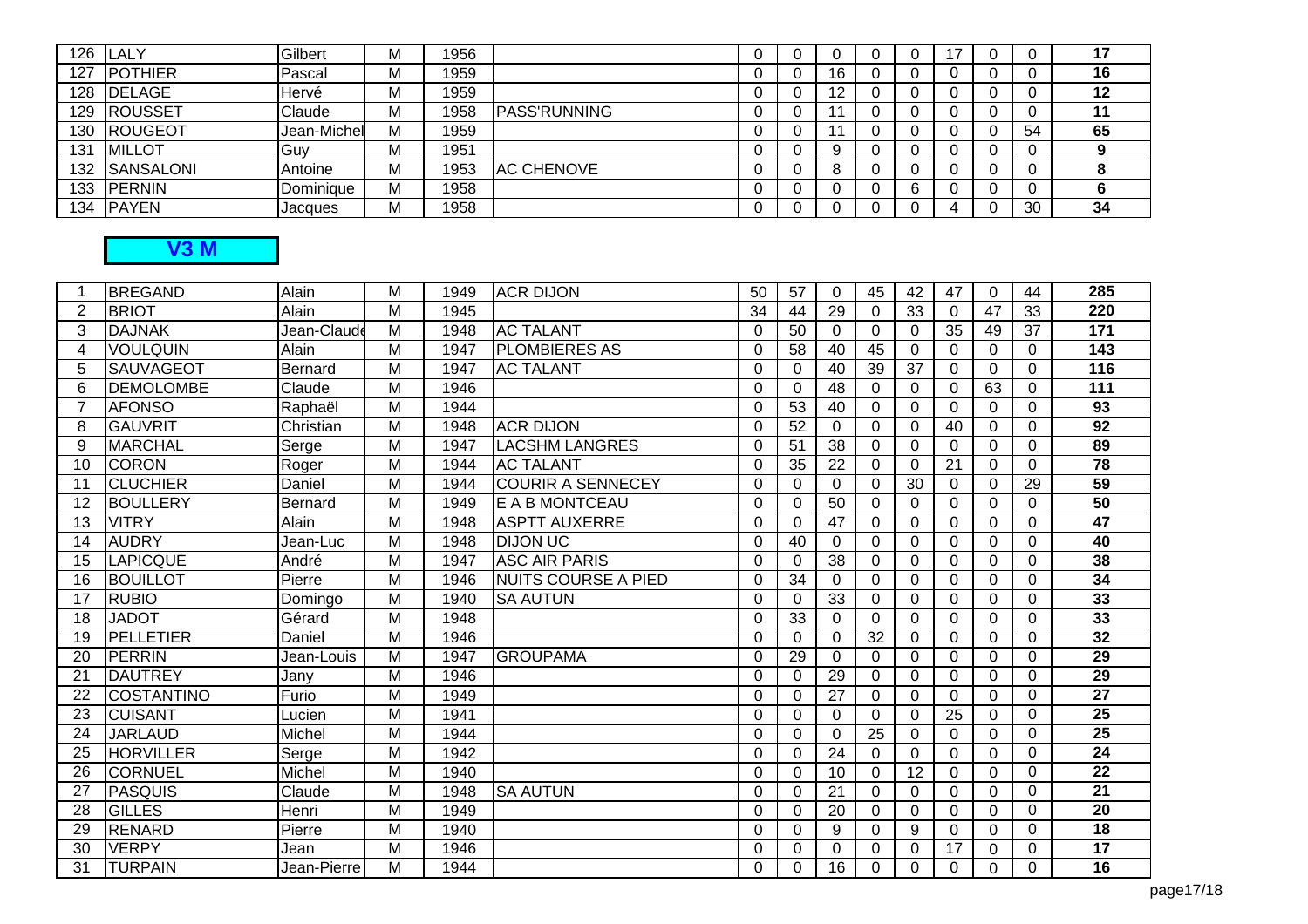| | | | | | | | | | | | | | | |
|---|---|---|---|---|---|---|---|---|---|---|---|---|---|---|
| 126 | LALY | Gilbert | M | 1956 | | 0 | 0 | 0 | 0 | 0 | 17 | 0 | 0 | **17** |
| 127 | POTHIER | Pascal | M | 1959 | | 0 | 0 | 16 | 0 | 0 | 0 | 0 | 0 | **16** |
| 128 | DELAGE | Hervé | M | 1959 | | 0 | 0 | 12 | 0 | 0 | 0 | 0 | 0 | **12** |
| 129 | ROUSSET | Claude | M | 1958 | PASS'RUNNING | 0 | 0 | 11 | 0 | 0 | 0 | 0 | 0 | **11** |
| 130 | ROUGEOT | Jean-Michel | M | 1959 | | 0 | 0 | 11 | 0 | 0 | 0 | 0 | 54 | **65** |
| 131 | MILLOT | Guy | M | 1951 | | 0 | 0 | 9 | 0 | 0 | 0 | 0 | 0 | **9** |
| 132 | SANSALONI | Antoine | M | 1953 | AC CHENOVE | 0 | 0 | 8 | 0 | 0 | 0 | 0 | 0 | **8** |
| 133 | PERNIN | Dominique | M | 1958 | | 0 | 0 | 0 | 0 | 6 | 0 | 0 | 0 | **6** |
| 134 | PAYEN | Jacques | M | 1958 | | 0 | 0 | 0 | 0 | 0 | 4 | 0 | 30 | **34** |

## V3 M

| | | | | | | | | | | | | | | |
|---|---|---|---|---|---|---|---|---|---|---|---|---|---|---|
| 1 | BREGAND | Alain | M | 1949 | ACR DIJON | 50 | 57 | 0 | 45 | 42 | 47 | 0 | 44 | **285** |
| 2 | BRIOT | Alain | M | 1945 | | 34 | 44 | 29 | 0 | 33 | 0 | 47 | 33 | **220** |
| 3 | DAJNAK | Jean-Claude | M | 1948 | AC TALANT | 0 | 50 | 0 | 0 | 0 | 35 | 49 | 37 | **171** |
| 4 | VOULQUIN | Alain | M | 1947 | PLOMBIERES AS | 0 | 58 | 40 | 45 | 0 | 0 | 0 | 0 | **143** |
| 5 | SAUVAGEOT | Bernard | M | 1947 | AC TALANT | 0 | 0 | 40 | 39 | 37 | 0 | 0 | 0 | **116** |
| 6 | DEMOLOMBE | Claude | M | 1946 | | 0 | 0 | 48 | 0 | 0 | 0 | 63 | 0 | **111** |
| 7 | AFONSO | Raphaël | M | 1944 | | 0 | 53 | 40 | 0 | 0 | 0 | 0 | 0 | **93** |
| 8 | GAUVRIT | Christian | M | 1948 | ACR DIJON | 0 | 52 | 0 | 0 | 0 | 40 | 0 | 0 | **92** |
| 9 | MARCHAL | Serge | M | 1947 | LACSHM LANGRES | 0 | 51 | 38 | 0 | 0 | 0 | 0 | 0 | **89** |
| 10 | CORON | Roger | M | 1944 | AC TALANT | 0 | 35 | 22 | 0 | 0 | 21 | 0 | 0 | **78** |
| 11 | CLUCHIER | Daniel | M | 1944 | COURIR A SENNECEY | 0 | 0 | 0 | 0 | 30 | 0 | 0 | 29 | **59** |
| 12 | BOULLERY | Bernard | M | 1949 | E A B MONTCEAU | 0 | 0 | 50 | 0 | 0 | 0 | 0 | 0 | **50** |
| 13 | VITRY | Alain | M | 1948 | ASPTT AUXERRE | 0 | 0 | 47 | 0 | 0 | 0 | 0 | 0 | **47** |
| 14 | AUDRY | Jean-Luc | M | 1948 | DIJON UC | 0 | 40 | 0 | 0 | 0 | 0 | 0 | 0 | **40** |
| 15 | LAPICQUE | André | M | 1947 | ASC AIR PARIS | 0 | 0 | 38 | 0 | 0 | 0 | 0 | 0 | **38** |
| 16 | BOUILLOT | Pierre | M | 1946 | NUITS COURSE A PIED | 0 | 34 | 0 | 0 | 0 | 0 | 0 | 0 | **34** |
| 17 | RUBIO | Domingo | M | 1940 | SA AUTUN | 0 | 0 | 33 | 0 | 0 | 0 | 0 | 0 | **33** |
| 18 | JADOT | Gérard | M | 1948 | | 0 | 33 | 0 | 0 | 0 | 0 | 0 | 0 | **33** |
| 19 | PELLETIER | Daniel | M | 1946 | | 0 | 0 | 0 | 32 | 0 | 0 | 0 | 0 | **32** |
| 20 | PERRIN | Jean-Louis | M | 1947 | GROUPAMA | 0 | 29 | 0 | 0 | 0 | 0 | 0 | 0 | **29** |
| 21 | DAUTREY | Jany | M | 1946 | | 0 | 0 | 29 | 0 | 0 | 0 | 0 | 0 | **29** |
| 22 | COSTANTINO | Furio | M | 1949 | | 0 | 0 | 27 | 0 | 0 | 0 | 0 | 0 | **27** |
| 23 | CUISANT | Lucien | M | 1941 | | 0 | 0 | 0 | 0 | 0 | 25 | 0 | 0 | **25** |
| 24 | JARLAUD | Michel | M | 1944 | | 0 | 0 | 0 | 25 | 0 | 0 | 0 | 0 | **25** |
| 25 | HORVILLER | Serge | M | 1942 | | 0 | 0 | 24 | 0 | 0 | 0 | 0 | 0 | **24** |
| 26 | CORNUEL | Michel | M | 1940 | | 0 | 0 | 10 | 0 | 12 | 0 | 0 | 0 | **22** |
| 27 | PASQUIS | Claude | M | 1948 | SA AUTUN | 0 | 0 | 21 | 0 | 0 | 0 | 0 | 0 | **21** |
| 28 | GILLES | Henri | M | 1949 | | 0 | 0 | 20 | 0 | 0 | 0 | 0 | 0 | **20** |
| 29 | RENARD | Pierre | M | 1940 | | 0 | 0 | 9 | 0 | 9 | 0 | 0 | 0 | **18** |
| 30 | VERPY | Jean | M | 1946 | | 0 | 0 | 0 | 0 | 0 | 17 | 0 | 0 | **17** |
| 31 | TURPAIN | Jean-Pierre | M | 1944 | | 0 | 0 | 16 | 0 | 0 | 0 | 0 | 0 | **16** |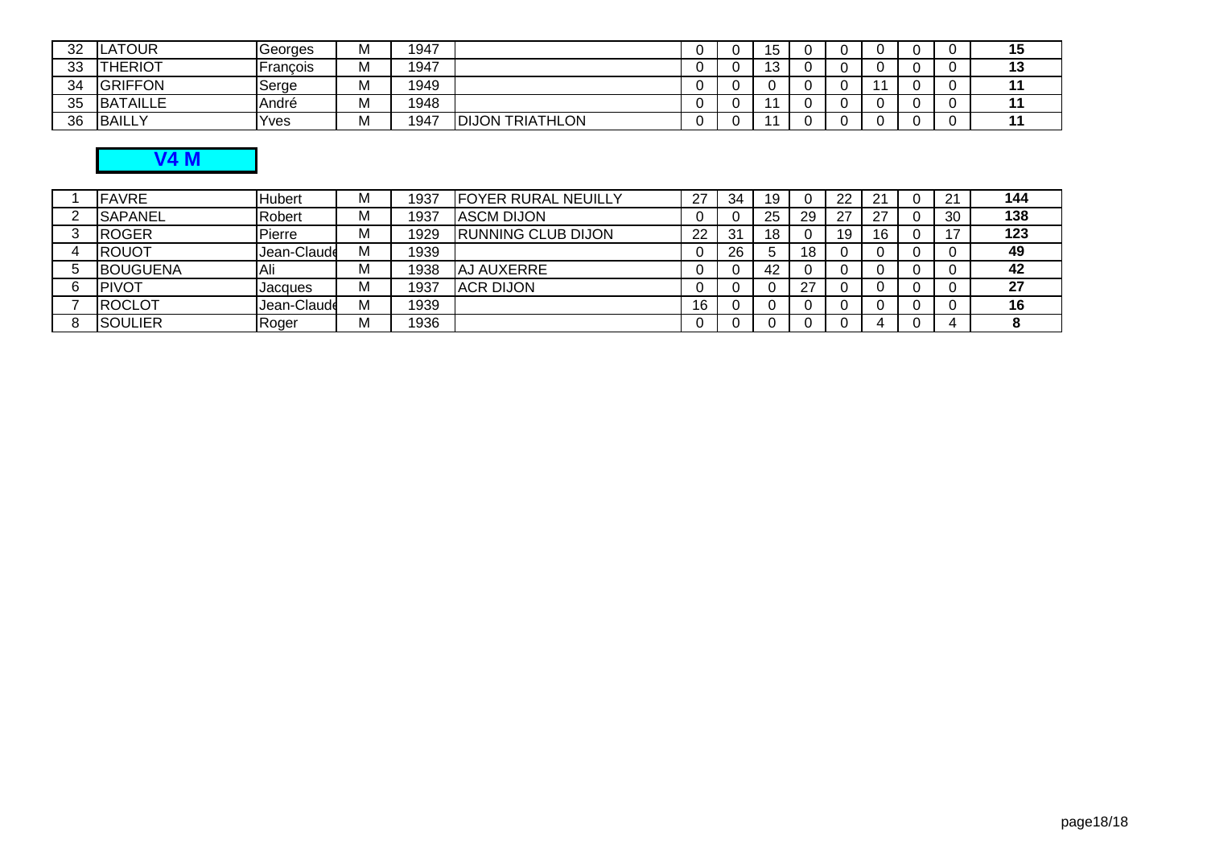| | | | | | | | | | | | | | | |
|---|---|---|---|---|---|---|---|---|---|---|---|---|---|---|
| 32 | LATOUR | Georges | M | 1947 | | 0 | 0 | 15 | 0 | 0 | 0 | 0 | 0 | **15** |
| 33 | THERIOT | François | M | 1947 | | 0 | 0 | 13 | 0 | 0 | 0 | 0 | 0 | **13** |
| 34 | GRIFFON | Serge | M | 1949 | | 0 | 0 | 0 | 0 | 0 | 11 | 0 | 0 | **11** |
| 35 | BATAILLE | André | M | 1948 | | 0 | 0 | 11 | 0 | 0 | 0 | 0 | 0 | **11** |
| 36 | BAILLY | Yves | M | 1947 | DIJON TRIATHLON | 0 | 0 | 11 | 0 | 0 | 0 | 0 | 0 | **11** |

## V4 M

| | | | | | | | | | | | | | | |
|---|---|---|---|---|---|---|---|---|---|---|---|---|---|---|
| 1 | FAVRE | Hubert | M | 1937 | FOYER RURAL NEUILLY | 27 | 34 | 19 | 0 | 22 | 21 | 0 | 21 | **144** |
| 2 | SAPANEL | Robert | M | 1937 | ASCM DIJON | 0 | 0 | 25 | 29 | 27 | 27 | 0 | 30 | **138** |
| 3 | ROGER | Pierre | M | 1929 | RUNNING CLUB DIJON | 22 | 31 | 18 | 0 | 19 | 16 | 0 | 17 | **123** |
| 4 | ROUOT | Jean-Claude | M | 1939 | | 0 | 26 | 5 | 18 | 0 | 0 | 0 | 0 | **49** |
| 5 | BOUGUENA | Ali | M | 1938 | AJ AUXERRE | 0 | 0 | 42 | 0 | 0 | 0 | 0 | 0 | **42** |
| 6 | PIVOT | Jacques | M | 1937 | ACR DIJON | 0 | 0 | 0 | 27 | 0 | 0 | 0 | 0 | **27** |
| 7 | ROCLOT | Jean-Claude | M | 1939 | | 16 | 0 | 0 | 0 | 0 | 0 | 0 | 0 | **16** |
| 8 | SOULIER | Roger | M | 1936 | | 0 | 0 | 0 | 0 | 0 | 4 | 0 | 4 | **8** |